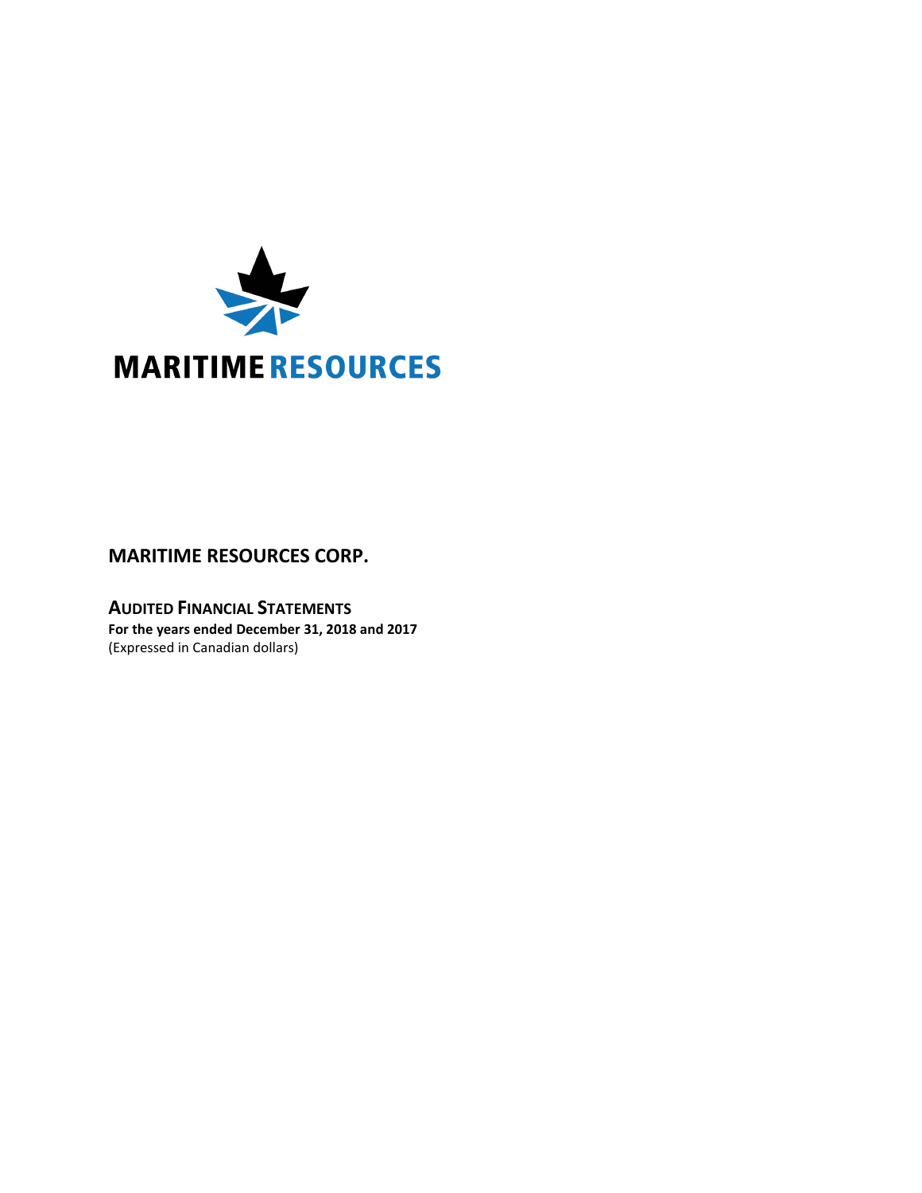MARITIME RESOURCES

# MARITIME RESOURCES CORP.

## AUDITED FINANCIAL STATEMENTS

**For the years ended December 31, 2018 and 2017**
(Expressed in Canadian dollars)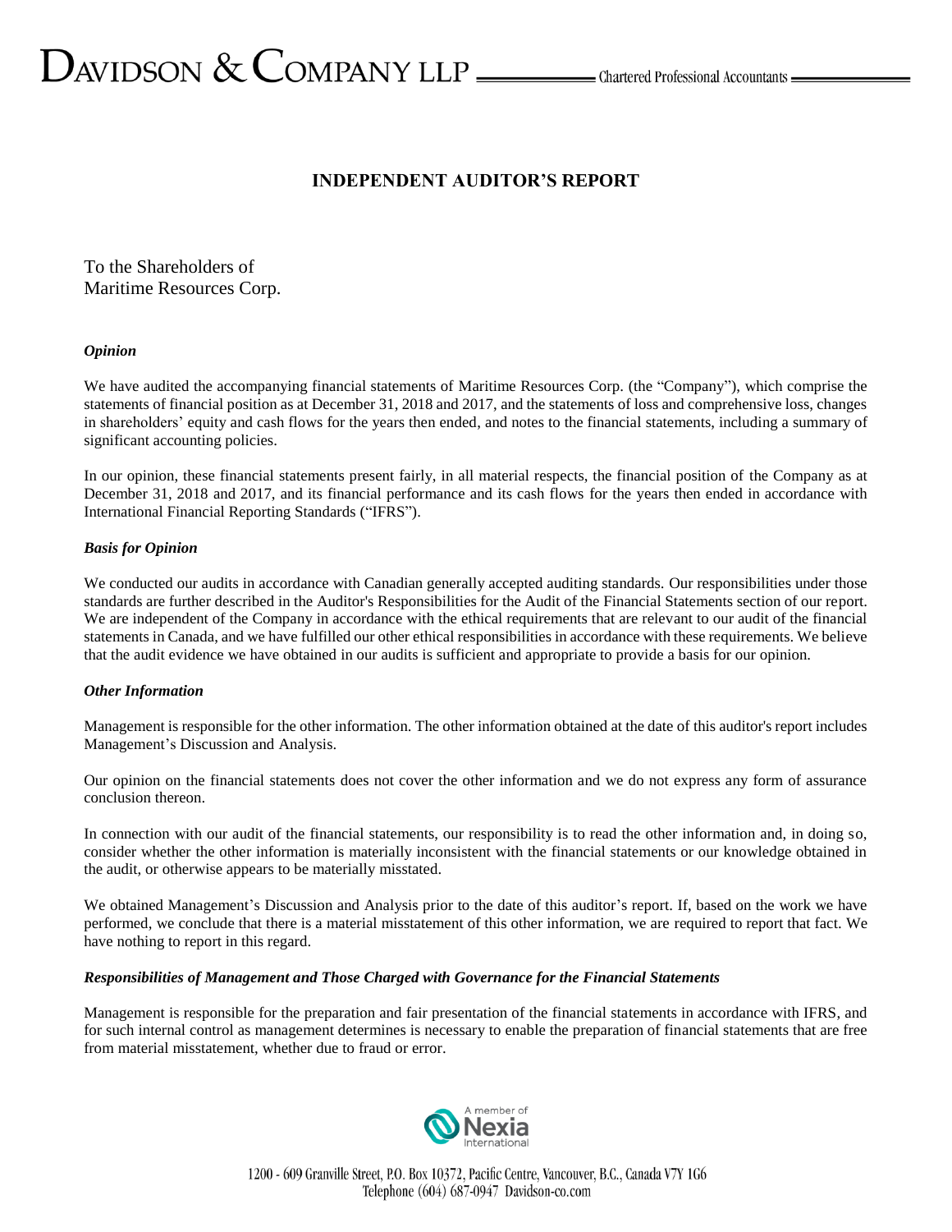# INDEPENDENT AUDITOR'S REPORT

To the Shareholders of
Maritime Resources Corp.

***Opinion***

We have audited the accompanying financial statements of Maritime Resources Corp. (the "Company"), which comprise the statements of financial position as at December 31, 2018 and 2017, and the statements of loss and comprehensive loss, changes in shareholders' equity and cash flows for the years then ended, and notes to the financial statements, including a summary of significant accounting policies.

In our opinion, these financial statements present fairly, in all material respects, the financial position of the Company as at December 31, 2018 and 2017, and its financial performance and its cash flows for the years then ended in accordance with International Financial Reporting Standards ("IFRS").

***Basis for Opinion***

We conducted our audits in accordance with Canadian generally accepted auditing standards. Our responsibilities under those standards are further described in the Auditor's Responsibilities for the Audit of the Financial Statements section of our report. We are independent of the Company in accordance with the ethical requirements that are relevant to our audit of the financial statements in Canada, and we have fulfilled our other ethical responsibilities in accordance with these requirements. We believe that the audit evidence we have obtained in our audits is sufficient and appropriate to provide a basis for our opinion.

***Other Information***

Management is responsible for the other information. The other information obtained at the date of this auditor's report includes Management's Discussion and Analysis.

Our opinion on the financial statements does not cover the other information and we do not express any form of assurance conclusion thereon.

In connection with our audit of the financial statements, our responsibility is to read the other information and, in doing so, consider whether the other information is materially inconsistent with the financial statements or our knowledge obtained in the audit, or otherwise appears to be materially misstated.

We obtained Management's Discussion and Analysis prior to the date of this auditor's report. If, based on the work we have performed, we conclude that there is a material misstatement of this other information, we are required to report that fact. We have nothing to report in this regard.

***Responsibilities of Management and Those Charged with Governance for the Financial Statements***

Management is responsible for the preparation and fair presentation of the financial statements in accordance with IFRS, and for such internal control as management determines is necessary to enable the preparation of financial statements that are free from material misstatement, whether due to fraud or error.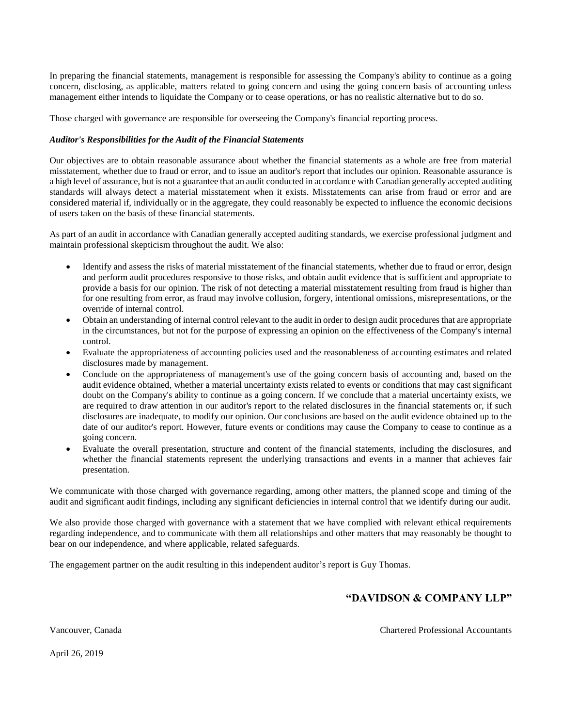In preparing the financial statements, management is responsible for assessing the Company's ability to continue as a going concern, disclosing, as applicable, matters related to going concern and using the going concern basis of accounting unless management either intends to liquidate the Company or to cease operations, or has no realistic alternative but to do so.

Those charged with governance are responsible for overseeing the Company's financial reporting process.

***Auditor's Responsibilities for the Audit of the Financial Statements***

Our objectives are to obtain reasonable assurance about whether the financial statements as a whole are free from material misstatement, whether due to fraud or error, and to issue an auditor's report that includes our opinion. Reasonable assurance is a high level of assurance, but is not a guarantee that an audit conducted in accordance with Canadian generally accepted auditing standards will always detect a material misstatement when it exists. Misstatements can arise from fraud or error and are considered material if, individually or in the aggregate, they could reasonably be expected to influence the economic decisions of users taken on the basis of these financial statements.

As part of an audit in accordance with Canadian generally accepted auditing standards, we exercise professional judgment and maintain professional skepticism throughout the audit. We also:

- Identify and assess the risks of material misstatement of the financial statements, whether due to fraud or error, design and perform audit procedures responsive to those risks, and obtain audit evidence that is sufficient and appropriate to provide a basis for our opinion. The risk of not detecting a material misstatement resulting from fraud is higher than for one resulting from error, as fraud may involve collusion, forgery, intentional omissions, misrepresentations, or the override of internal control.
- Obtain an understanding of internal control relevant to the audit in order to design audit procedures that are appropriate in the circumstances, but not for the purpose of expressing an opinion on the effectiveness of the Company's internal control.
- Evaluate the appropriateness of accounting policies used and the reasonableness of accounting estimates and related disclosures made by management.
- Conclude on the appropriateness of management's use of the going concern basis of accounting and, based on the audit evidence obtained, whether a material uncertainty exists related to events or conditions that may cast significant doubt on the Company's ability to continue as a going concern. If we conclude that a material uncertainty exists, we are required to draw attention in our auditor's report to the related disclosures in the financial statements or, if such disclosures are inadequate, to modify our opinion. Our conclusions are based on the audit evidence obtained up to the date of our auditor's report. However, future events or conditions may cause the Company to cease to continue as a going concern.
- Evaluate the overall presentation, structure and content of the financial statements, including the disclosures, and whether the financial statements represent the underlying transactions and events in a manner that achieves fair presentation.

We communicate with those charged with governance regarding, among other matters, the planned scope and timing of the audit and significant audit findings, including any significant deficiencies in internal control that we identify during our audit.

We also provide those charged with governance with a statement that we have complied with relevant ethical requirements regarding independence, and to communicate with them all relationships and other matters that may reasonably be thought to bear on our independence, and where applicable, related safeguards.

The engagement partner on the audit resulting in this independent auditor's report is Guy Thomas.

**"DAVIDSON & COMPANY LLP"**

Vancouver, Canada

Chartered Professional Accountants

April 26, 2019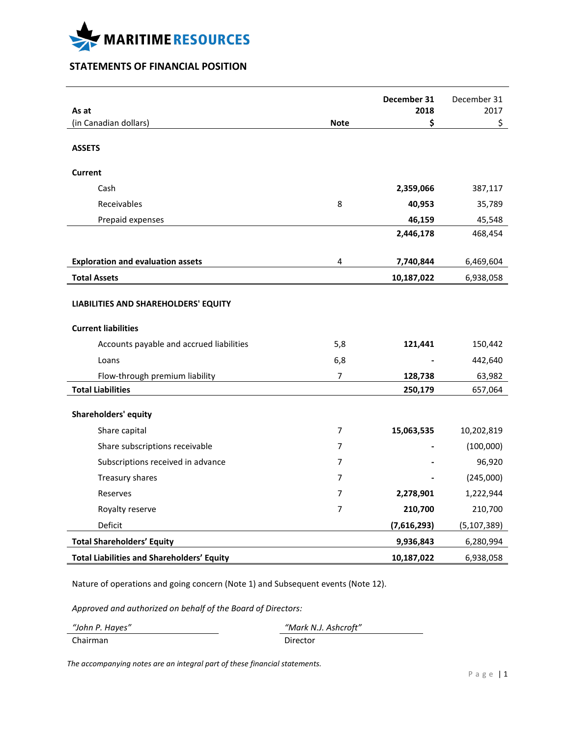MARITIME RESOURCES

## STATEMENTS OF FINANCIAL POSITION

| As at<br>(in Canadian dollars) | Note | December 31<br>2018<br>$ | December 31<br>2017<br>$ |
|---|---|---|---|
| **ASSETS** | | | |
| **Current** | | | |
| Cash | | **2,359,066** | 387,117 |
| Receivables | 8 | **40,953** | 35,789 |
| Prepaid expenses | | **46,159** | 45,548 |
| | | **2,446,178** | 468,454 |
| **Exploration and evaluation assets** | 4 | **7,740,844** | 6,469,604 |
| **Total Assets** | | **10,187,022** | 6,938,058 |
| **LIABILITIES AND SHAREHOLDERS' EQUITY** | | | |
| **Current liabilities** | | | |
| Accounts payable and accrued liabilities | 5,8 | **121,441** | 150,442 |
| Loans | 6,8 | **-** | 442,640 |
| Flow-through premium liability | 7 | **128,738** | 63,982 |
| **Total Liabilities** | | **250,179** | 657,064 |
| **Shareholders' equity** | | | |
| Share capital | 7 | **15,063,535** | 10,202,819 |
| Share subscriptions receivable | 7 | **-** | (100,000) |
| Subscriptions received in advance | 7 | **-** | 96,920 |
| Treasury shares | 7 | **-** | (245,000) |
| Reserves | 7 | **2,278,901** | 1,222,944 |
| Royalty reserve | 7 | **210,700** | 210,700 |
| Deficit | | **(7,616,293)** | (5,107,389) |
| **Total Shareholders' Equity** | | **9,936,843** | 6,280,994 |
| **Total Liabilities and Shareholders' Equity** | | **10,187,022** | 6,938,058 |

Nature of operations and going concern (Note 1) and Subsequent events (Note 12).

*Approved and authorized on behalf of the Board of Directors:*

| *"John P. Hayes"* | *"Mark N.J. Ashcroft"* |
|---|---|
| Chairman | Director |

*The accompanying notes are an integral part of these financial statements.*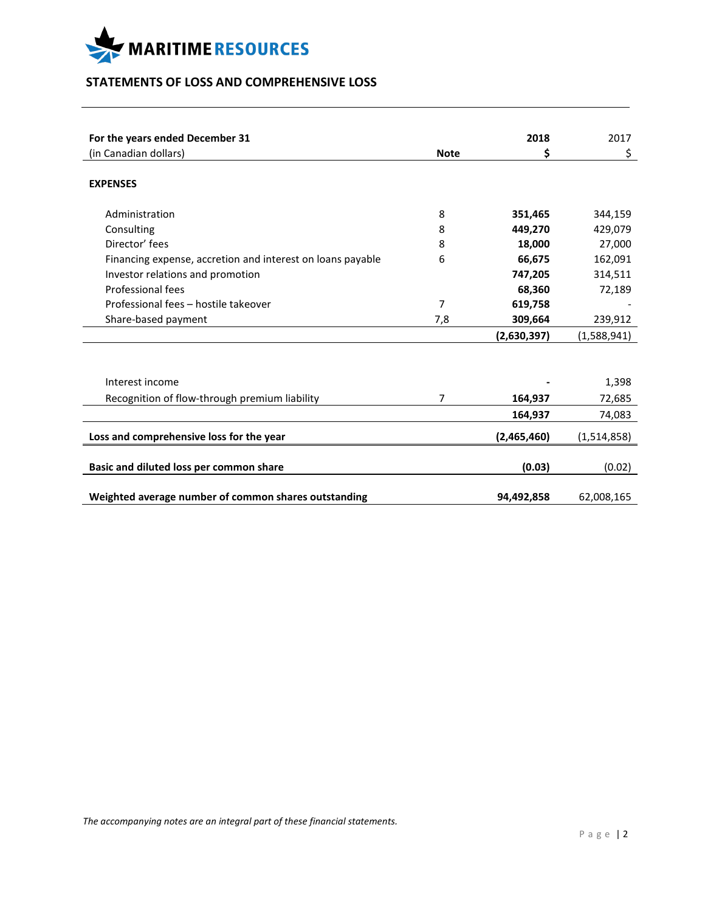MARITIME RESOURCES

## STATEMENTS OF LOSS AND COMPREHENSIVE LOSS

| For the years ended December 31<br>(in Canadian dollars) | Note | 2018<br>$ | 2017<br>$ |
|---|---|---|---|
| **EXPENSES** | | | |
| Administration | 8 | **351,465** | 344,159 |
| Consulting | 8 | **449,270** | 429,079 |
| Director' fees | 8 | **18,000** | 27,000 |
| Financing expense, accretion and interest on loans payable | 6 | **66,675** | 162,091 |
| Investor relations and promotion | | **747,205** | 314,511 |
| Professional fees | | **68,360** | 72,189 |
| Professional fees – hostile takeover | 7 | **619,758** | - |
| Share-based payment | 7,8 | **309,664** | 239,912 |
| | | **(2,630,397)** | (1,588,941) |
| Interest income | | **-** | 1,398 |
| Recognition of flow-through premium liability | 7 | **164,937** | 72,685 |
| | | **164,937** | 74,083 |
| **Loss and comprehensive loss for the year** | | **(2,465,460)** | (1,514,858) |
| **Basic and diluted loss per common share** | | **(0.03)** | (0.02) |
| **Weighted average number of common shares outstanding** | | **94,492,858** | 62,008,165 |

*The accompanying notes are an integral part of these financial statements.*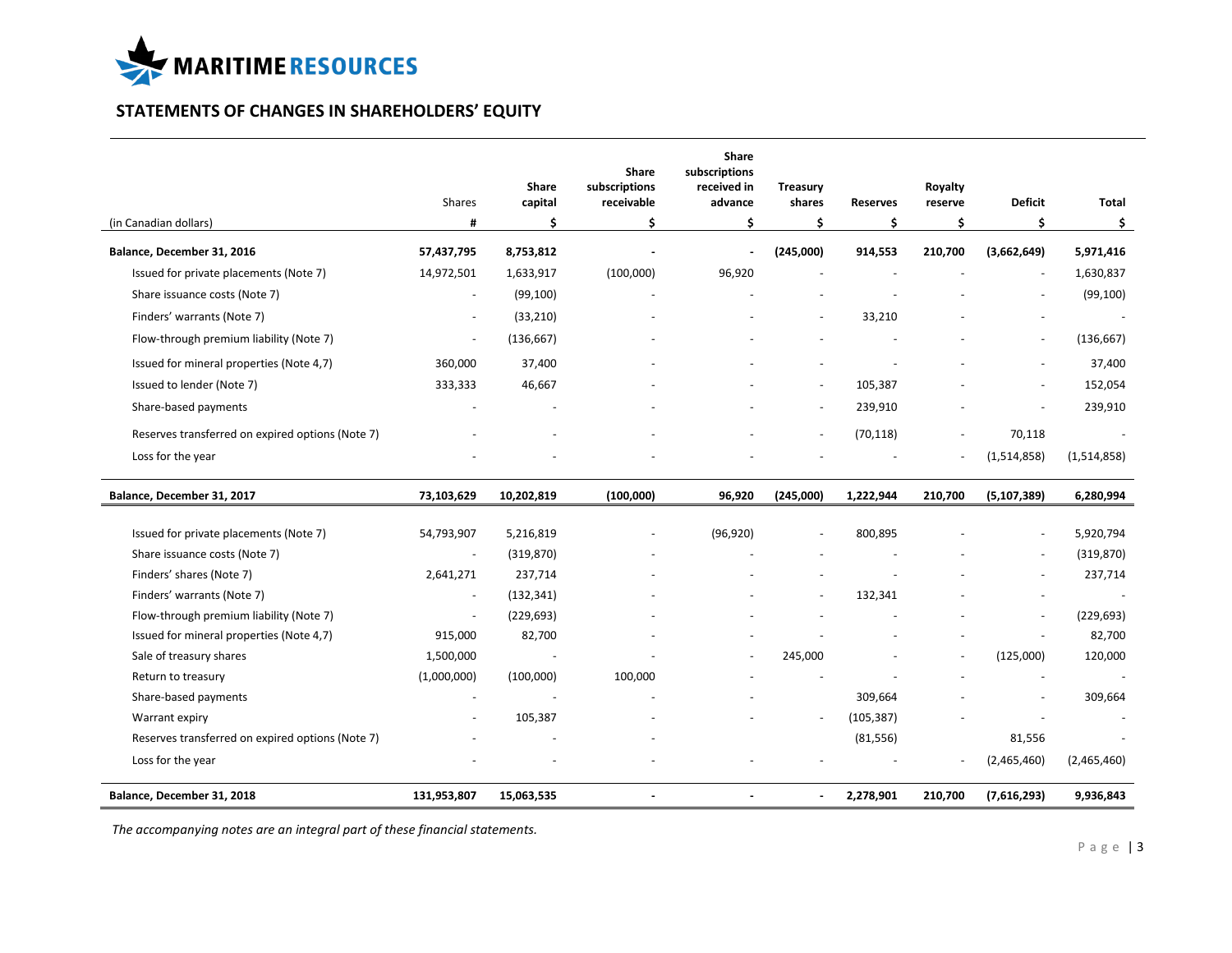## STATEMENTS OF CHANGES IN SHAREHOLDERS' EQUITY

| (in Canadian dollars) | Shares # | Share capital $ | Share subscriptions receivable $ | Share subscriptions received in advance $ | Treasury shares $ | Reserves $ | Royalty reserve $ | Deficit $ | Total $ |
|---|---|---|---|---|---|---|---|---|---|
| **Balance, December 31, 2016** | **57,437,795** | **8,753,812** | **-** | **-** | **(245,000)** | **914,553** | **210,700** | **(3,662,649)** | **5,971,416** |
| Issued for private placements (Note 7) | 14,972,501 | 1,633,917 | (100,000) | 96,920 | - | - | - | - | 1,630,837 |
| Share issuance costs (Note 7) | - | (99,100) | - | - | - | - | - | - | (99,100) |
| Finders' warrants (Note 7) | - | (33,210) | - | - | - | 33,210 | - | - | - |
| Flow-through premium liability (Note 7) | - | (136,667) | - | - | - | - | - | - | (136,667) |
| Issued for mineral properties (Note 4,7) | 360,000 | 37,400 | - | - | - | - | - | - | 37,400 |
| Issued to lender (Note 7) | 333,333 | 46,667 | - | - | - | 105,387 | - | - | 152,054 |
| Share-based payments | - | - | - | - | - | 239,910 | - | - | 239,910 |
| Reserves transferred on expired options (Note 7) | - | - | - | - | - | (70,118) | - | 70,118 | - |
| Loss for the year | - | - | - | - | - | - | - | (1,514,858) | (1,514,858) |
| **Balance, December 31, 2017** | **73,103,629** | **10,202,819** | **(100,000)** | **96,920** | **(245,000)** | **1,222,944** | **210,700** | **(5,107,389)** | **6,280,994** |
| Issued for private placements (Note 7) | 54,793,907 | 5,216,819 | - | (96,920) | - | 800,895 | - | - | 5,920,794 |
| Share issuance costs (Note 7) | - | (319,870) | - | - | - | - | - | - | (319,870) |
| Finders' shares (Note 7) | 2,641,271 | 237,714 | - | - | - | - | - | - | 237,714 |
| Finders' warrants (Note 7) | - | (132,341) | - | - | - | 132,341 | - | - | - |
| Flow-through premium liability (Note 7) | - | (229,693) | - | - | - | - | - | - | (229,693) |
| Issued for mineral properties (Note 4,7) | 915,000 | 82,700 | - | - | - | - | - | - | 82,700 |
| Sale of treasury shares | 1,500,000 | - | - | - | 245,000 | - | - | (125,000) | 120,000 |
| Return to treasury | (1,000,000) | (100,000) | 100,000 | - | - | - | - | - | - |
| Share-based payments | - | - | - | - | | 309,664 | - | - | 309,664 |
| Warrant expiry | - | 105,387 | - | - | - | (105,387) | - | | - |
| Reserves transferred on expired options (Note 7) | - | - | - | | | (81,556) | | 81,556 | - |
| Loss for the year | - | - | - | - | - | - | - | (2,465,460) | (2,465,460) |
| **Balance, December 31, 2018** | **131,953,807** | **15,063,535** | **-** | **-** | **-** | **2,278,901** | **210,700** | **(7,616,293)** | **9,936,843** |

*The accompanying notes are an integral part of these financial statements.*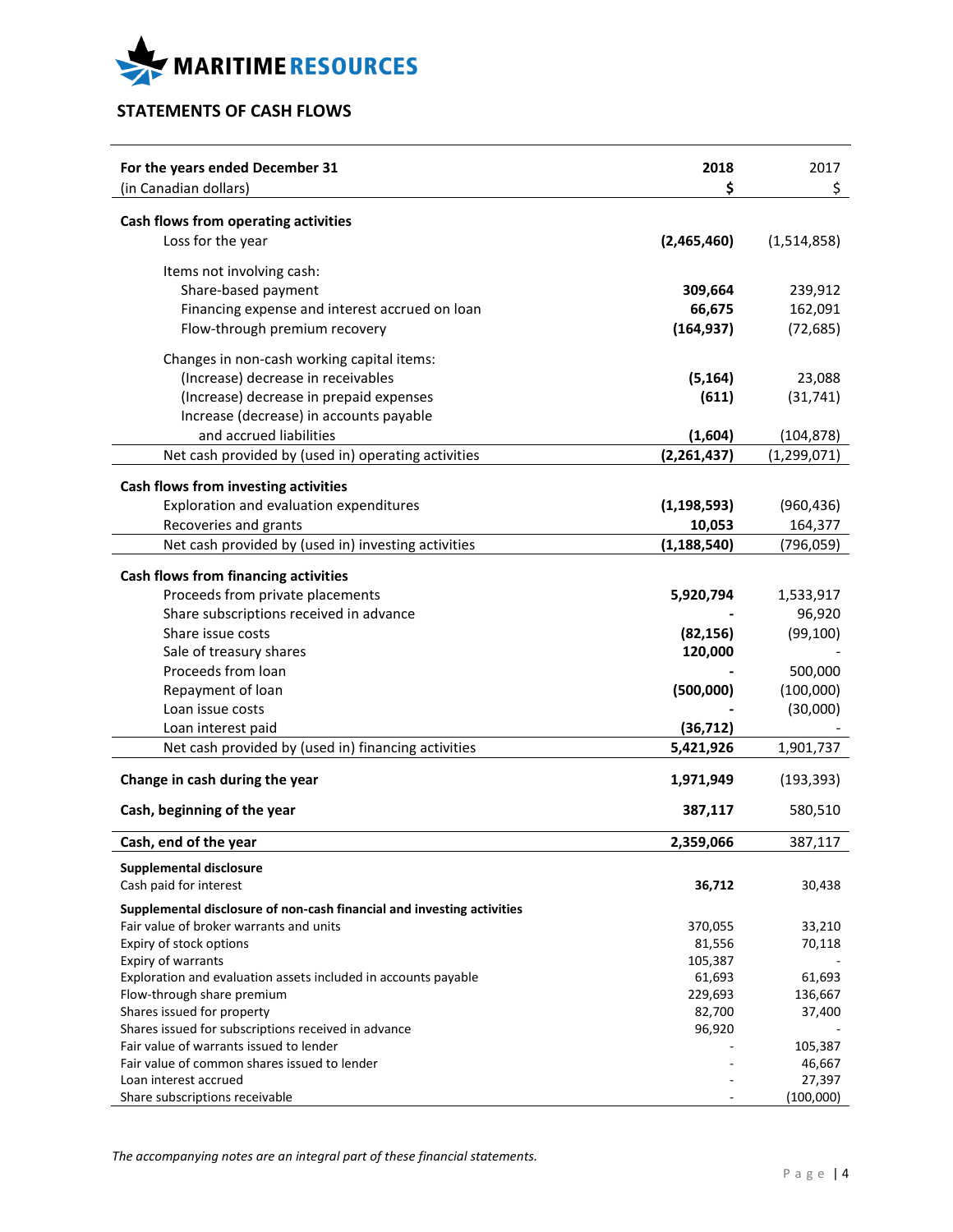MARITIME RESOURCES

## STATEMENTS OF CASH FLOWS

| For the years ended December 31<br>(in Canadian dollars) | 2018<br>$ | 2017<br>$ |
|---|---|---|
| **Cash flows from operating activities** | | |
| Loss for the year | **(2,465,460)** | (1,514,858) |
| Items not involving cash: | | |
| Share-based payment | **309,664** | 239,912 |
| Financing expense and interest accrued on loan | **66,675** | 162,091 |
| Flow-through premium recovery | **(164,937)** | (72,685) |
| Changes in non-cash working capital items: | | |
| (Increase) decrease in receivables | **(5,164)** | 23,088 |
| (Increase) decrease in prepaid expenses | **(611)** | (31,741) |
| Increase (decrease) in accounts payable and accrued liabilities | **(1,604)** | (104,878) |
| Net cash provided by (used in) operating activities | **(2,261,437)** | (1,299,071) |
| **Cash flows from investing activities** | | |
| Exploration and evaluation expenditures | **(1,198,593)** | (960,436) |
| Recoveries and grants | **10,053** | 164,377 |
| Net cash provided by (used in) investing activities | **(1,188,540)** | (796,059) |
| **Cash flows from financing activities** | | |
| Proceeds from private placements | **5,920,794** | 1,533,917 |
| Share subscriptions received in advance | **-** | 96,920 |
| Share issue costs | **(82,156)** | (99,100) |
| Sale of treasury shares | **120,000** | - |
| Proceeds from loan | **-** | 500,000 |
| Repayment of loan | **(500,000)** | (100,000) |
| Loan issue costs | **-** | (30,000) |
| Loan interest paid | **(36,712)** | - |
| Net cash provided by (used in) financing activities | **5,421,926** | 1,901,737 |
| **Change in cash during the year** | **1,971,949** | (193,393) |
| **Cash, beginning of the year** | **387,117** | 580,510 |
| **Cash, end of the year** | **2,359,066** | 387,117 |
| **Supplemental disclosure** | | |
| Cash paid for interest | **36,712** | 30,438 |
| **Supplemental disclosure of non-cash financial and investing activities** | | |
| Fair value of broker warrants and units | 370,055 | 33,210 |
| Expiry of stock options | 81,556 | 70,118 |
| Expiry of warrants | 105,387 | - |
| Exploration and evaluation assets included in accounts payable | 61,693 | 61,693 |
| Flow-through share premium | 229,693 | 136,667 |
| Shares issued for property | 82,700 | 37,400 |
| Shares issued for subscriptions received in advance | 96,920 | - |
| Fair value of warrants issued to lender | - | 105,387 |
| Fair value of common shares issued to lender | - | 46,667 |
| Loan interest accrued | - | 27,397 |
| Share subscriptions receivable | - | (100,000) |

*The accompanying notes are an integral part of these financial statements.*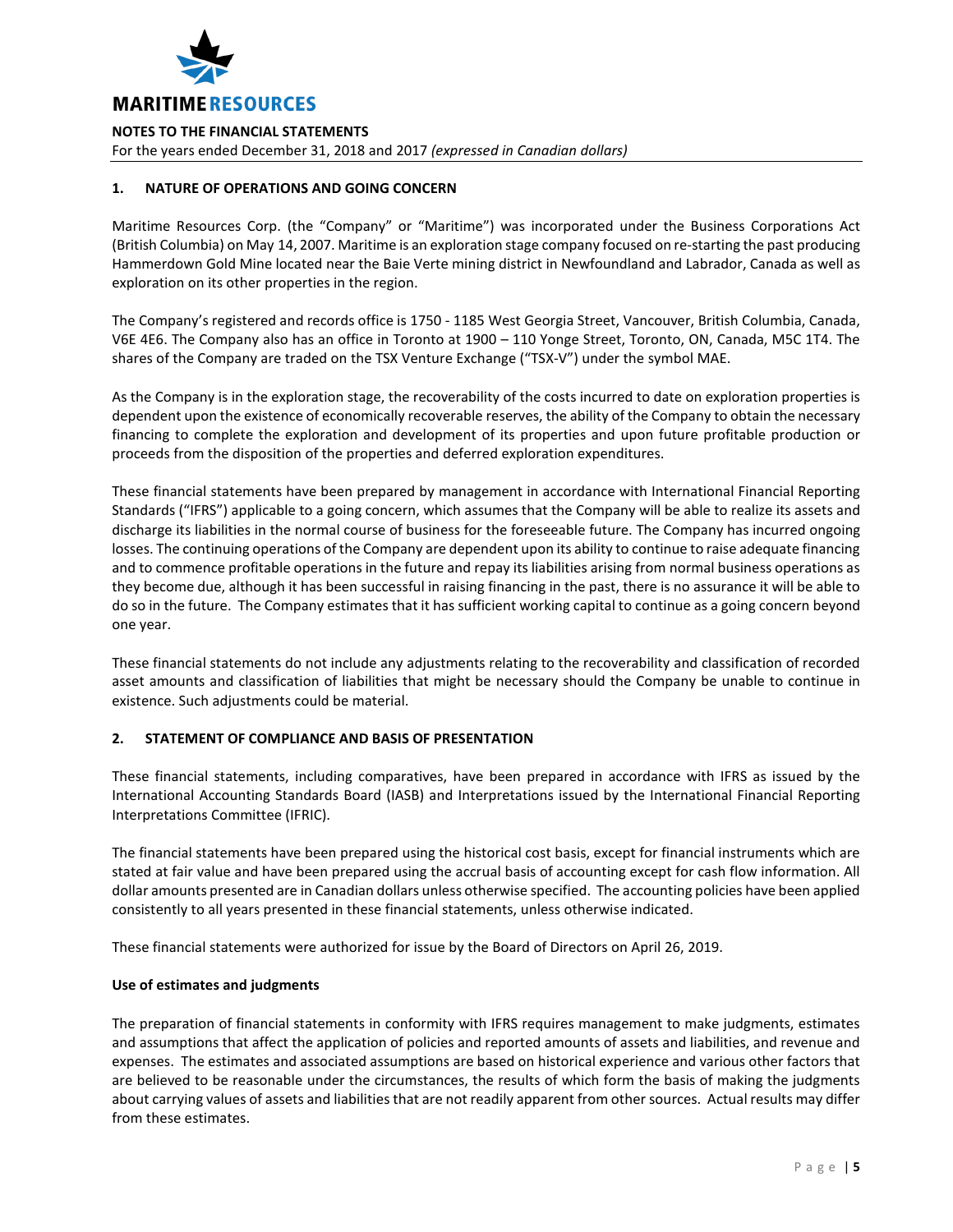## 1. NATURE OF OPERATIONS AND GOING CONCERN

Maritime Resources Corp. (the "Company" or "Maritime") was incorporated under the Business Corporations Act (British Columbia) on May 14, 2007. Maritime is an exploration stage company focused on re-starting the past producing Hammerdown Gold Mine located near the Baie Verte mining district in Newfoundland and Labrador, Canada as well as exploration on its other properties in the region.

The Company's registered and records office is 1750 - 1185 West Georgia Street, Vancouver, British Columbia, Canada, V6E 4E6. The Company also has an office in Toronto at 1900 – 110 Yonge Street, Toronto, ON, Canada, M5C 1T4. The shares of the Company are traded on the TSX Venture Exchange ("TSX-V") under the symbol MAE.

As the Company is in the exploration stage, the recoverability of the costs incurred to date on exploration properties is dependent upon the existence of economically recoverable reserves, the ability of the Company to obtain the necessary financing to complete the exploration and development of its properties and upon future profitable production or proceeds from the disposition of the properties and deferred exploration expenditures.

These financial statements have been prepared by management in accordance with International Financial Reporting Standards ("IFRS") applicable to a going concern, which assumes that the Company will be able to realize its assets and discharge its liabilities in the normal course of business for the foreseeable future. The Company has incurred ongoing losses. The continuing operations of the Company are dependent upon its ability to continue to raise adequate financing and to commence profitable operations in the future and repay its liabilities arising from normal business operations as they become due, although it has been successful in raising financing in the past, there is no assurance it will be able to do so in the future. The Company estimates that it has sufficient working capital to continue as a going concern beyond one year.

These financial statements do not include any adjustments relating to the recoverability and classification of recorded asset amounts and classification of liabilities that might be necessary should the Company be unable to continue in existence. Such adjustments could be material.

## 2. STATEMENT OF COMPLIANCE AND BASIS OF PRESENTATION

These financial statements, including comparatives, have been prepared in accordance with IFRS as issued by the International Accounting Standards Board (IASB) and Interpretations issued by the International Financial Reporting Interpretations Committee (IFRIC).

The financial statements have been prepared using the historical cost basis, except for financial instruments which are stated at fair value and have been prepared using the accrual basis of accounting except for cash flow information. All dollar amounts presented are in Canadian dollars unless otherwise specified. The accounting policies have been applied consistently to all years presented in these financial statements, unless otherwise indicated.

These financial statements were authorized for issue by the Board of Directors on April 26, 2019.

**Use of estimates and judgments**

The preparation of financial statements in conformity with IFRS requires management to make judgments, estimates and assumptions that affect the application of policies and reported amounts of assets and liabilities, and revenue and expenses. The estimates and associated assumptions are based on historical experience and various other factors that are believed to be reasonable under the circumstances, the results of which form the basis of making the judgments about carrying values of assets and liabilities that are not readily apparent from other sources. Actual results may differ from these estimates.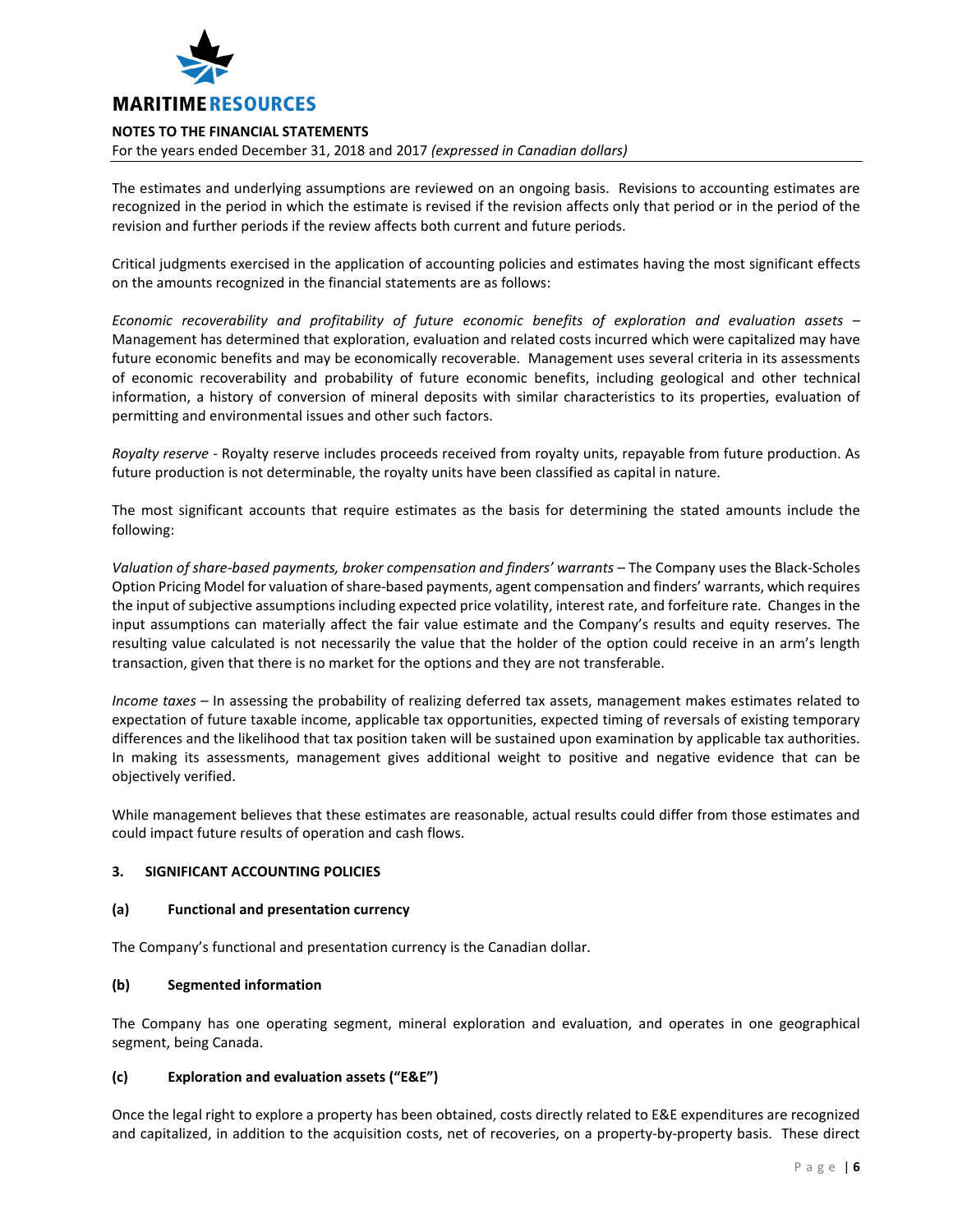The estimates and underlying assumptions are reviewed on an ongoing basis. Revisions to accounting estimates are recognized in the period in which the estimate is revised if the revision affects only that period or in the period of the revision and further periods if the review affects both current and future periods.

Critical judgments exercised in the application of accounting policies and estimates having the most significant effects on the amounts recognized in the financial statements are as follows:

*Economic recoverability and profitability of future economic benefits of exploration and evaluation assets* – Management has determined that exploration, evaluation and related costs incurred which were capitalized may have future economic benefits and may be economically recoverable. Management uses several criteria in its assessments of economic recoverability and probability of future economic benefits, including geological and other technical information, a history of conversion of mineral deposits with similar characteristics to its properties, evaluation of permitting and environmental issues and other such factors.

*Royalty reserve* - Royalty reserve includes proceeds received from royalty units, repayable from future production. As future production is not determinable, the royalty units have been classified as capital in nature.

The most significant accounts that require estimates as the basis for determining the stated amounts include the following:

*Valuation of share-based payments, broker compensation and finders' warrants* – The Company uses the Black-Scholes Option Pricing Model for valuation of share-based payments, agent compensation and finders' warrants, which requires the input of subjective assumptions including expected price volatility, interest rate, and forfeiture rate. Changes in the input assumptions can materially affect the fair value estimate and the Company's results and equity reserves. The resulting value calculated is not necessarily the value that the holder of the option could receive in an arm's length transaction, given that there is no market for the options and they are not transferable.

*Income taxes* – In assessing the probability of realizing deferred tax assets, management makes estimates related to expectation of future taxable income, applicable tax opportunities, expected timing of reversals of existing temporary differences and the likelihood that tax position taken will be sustained upon examination by applicable tax authorities. In making its assessments, management gives additional weight to positive and negative evidence that can be objectively verified.

While management believes that these estimates are reasonable, actual results could differ from those estimates and could impact future results of operation and cash flows.

## 3. SIGNIFICANT ACCOUNTING POLICIES

### (a) Functional and presentation currency

The Company's functional and presentation currency is the Canadian dollar.

### (b) Segmented information

The Company has one operating segment, mineral exploration and evaluation, and operates in one geographical segment, being Canada.

### (c) Exploration and evaluation assets ("E&E")

Once the legal right to explore a property has been obtained, costs directly related to E&E expenditures are recognized and capitalized, in addition to the acquisition costs, net of recoveries, on a property-by-property basis. These direct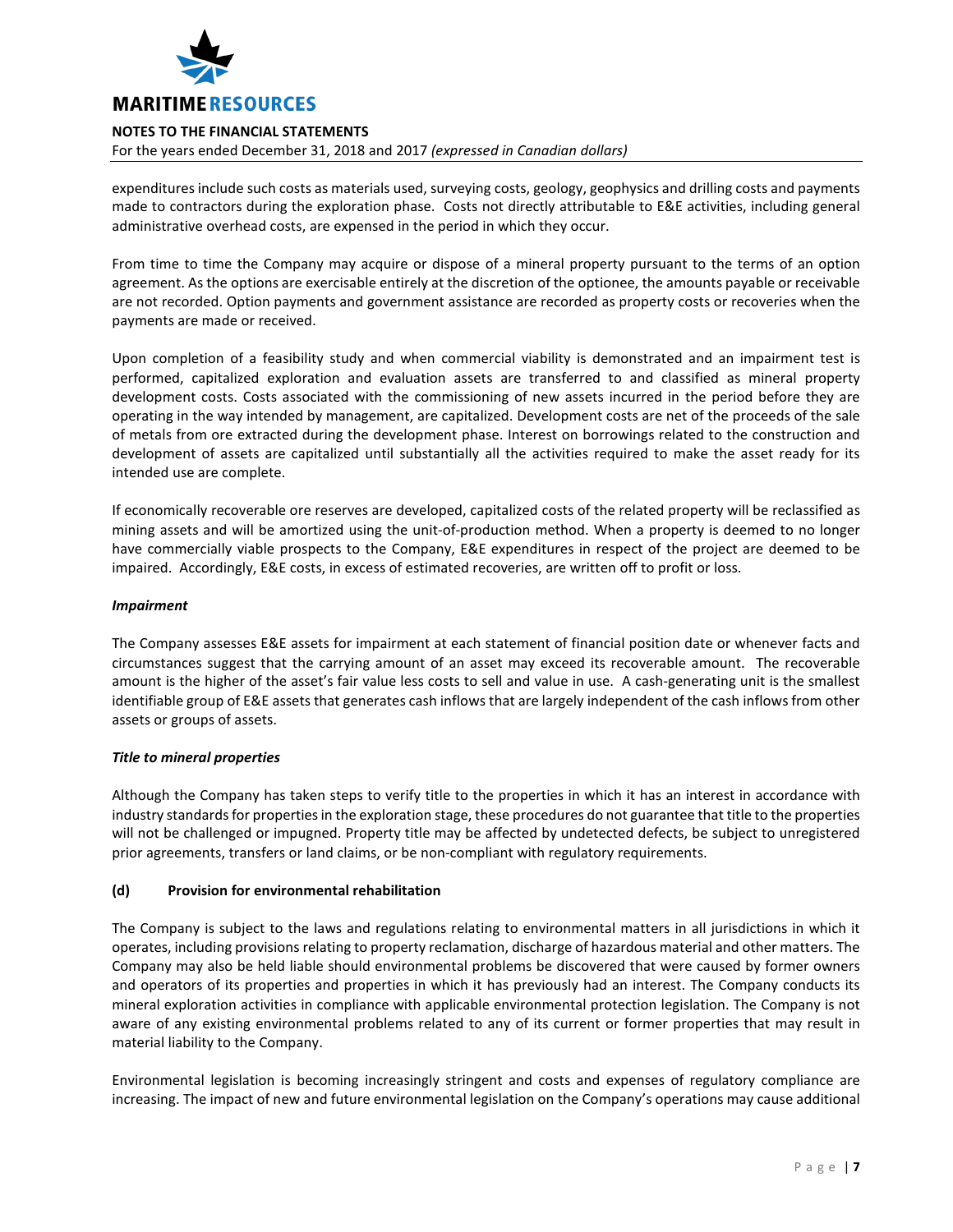expenditures include such costs as materials used, surveying costs, geology, geophysics and drilling costs and payments made to contractors during the exploration phase. Costs not directly attributable to E&E activities, including general administrative overhead costs, are expensed in the period in which they occur.

From time to time the Company may acquire or dispose of a mineral property pursuant to the terms of an option agreement. As the options are exercisable entirely at the discretion of the optionee, the amounts payable or receivable are not recorded. Option payments and government assistance are recorded as property costs or recoveries when the payments are made or received.

Upon completion of a feasibility study and when commercial viability is demonstrated and an impairment test is performed, capitalized exploration and evaluation assets are transferred to and classified as mineral property development costs. Costs associated with the commissioning of new assets incurred in the period before they are operating in the way intended by management, are capitalized. Development costs are net of the proceeds of the sale of metals from ore extracted during the development phase. Interest on borrowings related to the construction and development of assets are capitalized until substantially all the activities required to make the asset ready for its intended use are complete.

If economically recoverable ore reserves are developed, capitalized costs of the related property will be reclassified as mining assets and will be amortized using the unit-of-production method. When a property is deemed to no longer have commercially viable prospects to the Company, E&E expenditures in respect of the project are deemed to be impaired. Accordingly, E&E costs, in excess of estimated recoveries, are written off to profit or loss.

***Impairment***

The Company assesses E&E assets for impairment at each statement of financial position date or whenever facts and circumstances suggest that the carrying amount of an asset may exceed its recoverable amount. The recoverable amount is the higher of the asset's fair value less costs to sell and value in use. A cash-generating unit is the smallest identifiable group of E&E assets that generates cash inflows that are largely independent of the cash inflows from other assets or groups of assets.

***Title to mineral properties***

Although the Company has taken steps to verify title to the properties in which it has an interest in accordance with industry standards for properties in the exploration stage, these procedures do not guarantee that title to the properties will not be challenged or impugned. Property title may be affected by undetected defects, be subject to unregistered prior agreements, transfers or land claims, or be non-compliant with regulatory requirements.

**(d) Provision for environmental rehabilitation**

The Company is subject to the laws and regulations relating to environmental matters in all jurisdictions in which it operates, including provisions relating to property reclamation, discharge of hazardous material and other matters. The Company may also be held liable should environmental problems be discovered that were caused by former owners and operators of its properties and properties in which it has previously had an interest. The Company conducts its mineral exploration activities in compliance with applicable environmental protection legislation. The Company is not aware of any existing environmental problems related to any of its current or former properties that may result in material liability to the Company.

Environmental legislation is becoming increasingly stringent and costs and expenses of regulatory compliance are increasing. The impact of new and future environmental legislation on the Company's operations may cause additional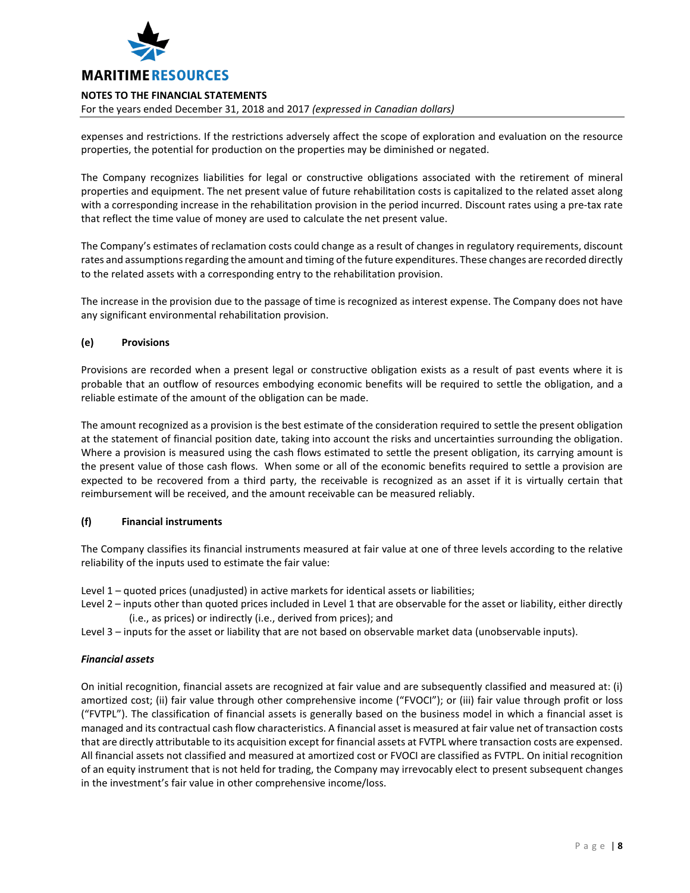expenses and restrictions. If the restrictions adversely affect the scope of exploration and evaluation on the resource properties, the potential for production on the properties may be diminished or negated.

The Company recognizes liabilities for legal or constructive obligations associated with the retirement of mineral properties and equipment. The net present value of future rehabilitation costs is capitalized to the related asset along with a corresponding increase in the rehabilitation provision in the period incurred. Discount rates using a pre-tax rate that reflect the time value of money are used to calculate the net present value.

The Company's estimates of reclamation costs could change as a result of changes in regulatory requirements, discount rates and assumptions regarding the amount and timing of the future expenditures. These changes are recorded directly to the related assets with a corresponding entry to the rehabilitation provision.

The increase in the provision due to the passage of time is recognized as interest expense. The Company does not have any significant environmental rehabilitation provision.

### (e) Provisions

Provisions are recorded when a present legal or constructive obligation exists as a result of past events where it is probable that an outflow of resources embodying economic benefits will be required to settle the obligation, and a reliable estimate of the amount of the obligation can be made.

The amount recognized as a provision is the best estimate of the consideration required to settle the present obligation at the statement of financial position date, taking into account the risks and uncertainties surrounding the obligation. Where a provision is measured using the cash flows estimated to settle the present obligation, its carrying amount is the present value of those cash flows. When some or all of the economic benefits required to settle a provision are expected to be recovered from a third party, the receivable is recognized as an asset if it is virtually certain that reimbursement will be received, and the amount receivable can be measured reliably.

### (f) Financial instruments

The Company classifies its financial instruments measured at fair value at one of three levels according to the relative reliability of the inputs used to estimate the fair value:

Level 1 – quoted prices (unadjusted) in active markets for identical assets or liabilities;
Level 2 – inputs other than quoted prices included in Level 1 that are observable for the asset or liability, either directly (i.e., as prices) or indirectly (i.e., derived from prices); and
Level 3 – inputs for the asset or liability that are not based on observable market data (unobservable inputs).

***Financial assets***

On initial recognition, financial assets are recognized at fair value and are subsequently classified and measured at: (i) amortized cost; (ii) fair value through other comprehensive income ("FVOCI"); or (iii) fair value through profit or loss ("FVTPL"). The classification of financial assets is generally based on the business model in which a financial asset is managed and its contractual cash flow characteristics. A financial asset is measured at fair value net of transaction costs that are directly attributable to its acquisition except for financial assets at FVTPL where transaction costs are expensed. All financial assets not classified and measured at amortized cost or FVOCI are classified as FVTPL. On initial recognition of an equity instrument that is not held for trading, the Company may irrevocably elect to present subsequent changes in the investment's fair value in other comprehensive income/loss.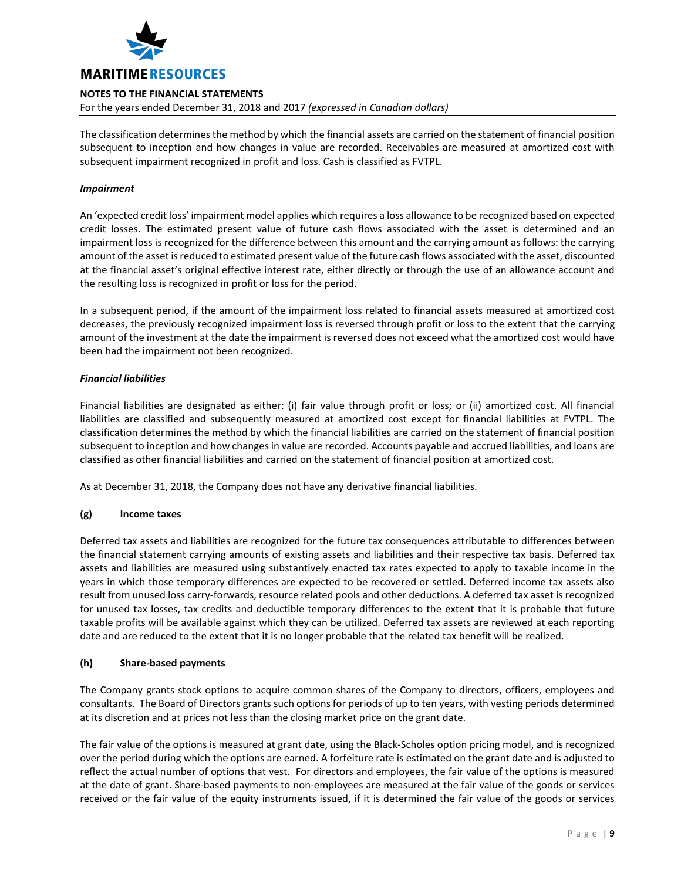The classification determines the method by which the financial assets are carried on the statement of financial position subsequent to inception and how changes in value are recorded. Receivables are measured at amortized cost with subsequent impairment recognized in profit and loss. Cash is classified as FVTPL.

***Impairment***

An 'expected credit loss' impairment model applies which requires a loss allowance to be recognized based on expected credit losses. The estimated present value of future cash flows associated with the asset is determined and an impairment loss is recognized for the difference between this amount and the carrying amount as follows: the carrying amount of the asset is reduced to estimated present value of the future cash flows associated with the asset, discounted at the financial asset's original effective interest rate, either directly or through the use of an allowance account and the resulting loss is recognized in profit or loss for the period.

In a subsequent period, if the amount of the impairment loss related to financial assets measured at amortized cost decreases, the previously recognized impairment loss is reversed through profit or loss to the extent that the carrying amount of the investment at the date the impairment is reversed does not exceed what the amortized cost would have been had the impairment not been recognized.

***Financial liabilities***

Financial liabilities are designated as either: (i) fair value through profit or loss; or (ii) amortized cost. All financial liabilities are classified and subsequently measured at amortized cost except for financial liabilities at FVTPL. The classification determines the method by which the financial liabilities are carried on the statement of financial position subsequent to inception and how changes in value are recorded. Accounts payable and accrued liabilities, and loans are classified as other financial liabilities and carried on the statement of financial position at amortized cost.

As at December 31, 2018, the Company does not have any derivative financial liabilities.

**(g) Income taxes**

Deferred tax assets and liabilities are recognized for the future tax consequences attributable to differences between the financial statement carrying amounts of existing assets and liabilities and their respective tax basis. Deferred tax assets and liabilities are measured using substantively enacted tax rates expected to apply to taxable income in the years in which those temporary differences are expected to be recovered or settled. Deferred income tax assets also result from unused loss carry-forwards, resource related pools and other deductions. A deferred tax asset is recognized for unused tax losses, tax credits and deductible temporary differences to the extent that it is probable that future taxable profits will be available against which they can be utilized. Deferred tax assets are reviewed at each reporting date and are reduced to the extent that it is no longer probable that the related tax benefit will be realized.

**(h) Share-based payments**

The Company grants stock options to acquire common shares of the Company to directors, officers, employees and consultants. The Board of Directors grants such options for periods of up to ten years, with vesting periods determined at its discretion and at prices not less than the closing market price on the grant date.

The fair value of the options is measured at grant date, using the Black-Scholes option pricing model, and is recognized over the period during which the options are earned. A forfeiture rate is estimated on the grant date and is adjusted to reflect the actual number of options that vest. For directors and employees, the fair value of the options is measured at the date of grant. Share-based payments to non-employees are measured at the fair value of the goods or services received or the fair value of the equity instruments issued, if it is determined the fair value of the goods or services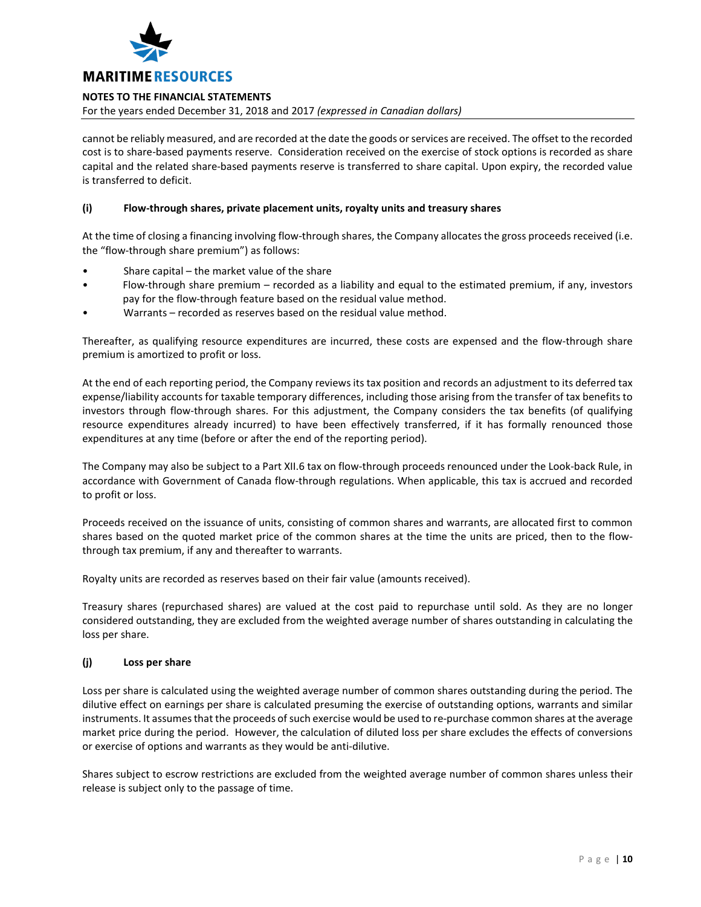cannot be reliably measured, and are recorded at the date the goods or services are received. The offset to the recorded cost is to share-based payments reserve. Consideration received on the exercise of stock options is recorded as share capital and the related share-based payments reserve is transferred to share capital. Upon expiry, the recorded value is transferred to deficit.

### (i) Flow-through shares, private placement units, royalty units and treasury shares

At the time of closing a financing involving flow-through shares, the Company allocates the gross proceeds received (i.e. the "flow-through share premium") as follows:

- Share capital – the market value of the share
- Flow-through share premium – recorded as a liability and equal to the estimated premium, if any, investors pay for the flow-through feature based on the residual value method.
- Warrants – recorded as reserves based on the residual value method.

Thereafter, as qualifying resource expenditures are incurred, these costs are expensed and the flow-through share premium is amortized to profit or loss.

At the end of each reporting period, the Company reviews its tax position and records an adjustment to its deferred tax expense/liability accounts for taxable temporary differences, including those arising from the transfer of tax benefits to investors through flow-through shares. For this adjustment, the Company considers the tax benefits (of qualifying resource expenditures already incurred) to have been effectively transferred, if it has formally renounced those expenditures at any time (before or after the end of the reporting period).

The Company may also be subject to a Part XII.6 tax on flow-through proceeds renounced under the Look-back Rule, in accordance with Government of Canada flow-through regulations. When applicable, this tax is accrued and recorded to profit or loss.

Proceeds received on the issuance of units, consisting of common shares and warrants, are allocated first to common shares based on the quoted market price of the common shares at the time the units are priced, then to the flow-through tax premium, if any and thereafter to warrants.

Royalty units are recorded as reserves based on their fair value (amounts received).

Treasury shares (repurchased shares) are valued at the cost paid to repurchase until sold. As they are no longer considered outstanding, they are excluded from the weighted average number of shares outstanding in calculating the loss per share.

### (j) Loss per share

Loss per share is calculated using the weighted average number of common shares outstanding during the period. The dilutive effect on earnings per share is calculated presuming the exercise of outstanding options, warrants and similar instruments. It assumes that the proceeds of such exercise would be used to re-purchase common shares at the average market price during the period. However, the calculation of diluted loss per share excludes the effects of conversions or exercise of options and warrants as they would be anti-dilutive.

Shares subject to escrow restrictions are excluded from the weighted average number of common shares unless their release is subject only to the passage of time.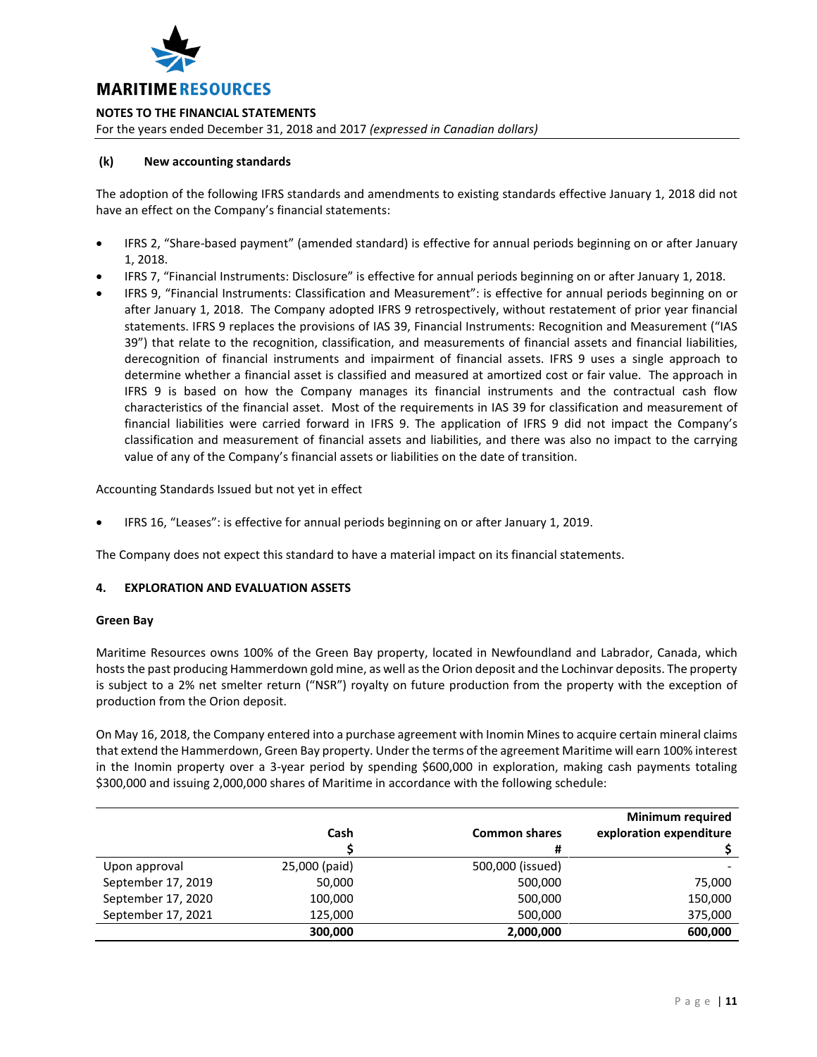### (k) New accounting standards

The adoption of the following IFRS standards and amendments to existing standards effective January 1, 2018 did not have an effect on the Company's financial statements:

- IFRS 2, "Share-based payment" (amended standard) is effective for annual periods beginning on or after January 1, 2018.
- IFRS 7, "Financial Instruments: Disclosure" is effective for annual periods beginning on or after January 1, 2018.
- IFRS 9, "Financial Instruments: Classification and Measurement": is effective for annual periods beginning on or after January 1, 2018. The Company adopted IFRS 9 retrospectively, without restatement of prior year financial statements. IFRS 9 replaces the provisions of IAS 39, Financial Instruments: Recognition and Measurement ("IAS 39") that relate to the recognition, classification, and measurements of financial assets and financial liabilities, derecognition of financial instruments and impairment of financial assets. IFRS 9 uses a single approach to determine whether a financial asset is classified and measured at amortized cost or fair value. The approach in IFRS 9 is based on how the Company manages its financial instruments and the contractual cash flow characteristics of the financial asset. Most of the requirements in IAS 39 for classification and measurement of financial liabilities were carried forward in IFRS 9. The application of IFRS 9 did not impact the Company's classification and measurement of financial assets and liabilities, and there was also no impact to the carrying value of any of the Company's financial assets or liabilities on the date of transition.

Accounting Standards Issued but not yet in effect

- IFRS 16, "Leases": is effective for annual periods beginning on or after January 1, 2019.

The Company does not expect this standard to have a material impact on its financial statements.

## 4. EXPLORATION AND EVALUATION ASSETS

**Green Bay**

Maritime Resources owns 100% of the Green Bay property, located in Newfoundland and Labrador, Canada, which hosts the past producing Hammerdown gold mine, as well as the Orion deposit and the Lochinvar deposits. The property is subject to a 2% net smelter return ("NSR") royalty on future production from the property with the exception of production from the Orion deposit.

On May 16, 2018, the Company entered into a purchase agreement with Inomin Mines to acquire certain mineral claims that extend the Hammerdown, Green Bay property. Under the terms of the agreement Maritime will earn 100% interest in the Inomin property over a 3-year period by spending $600,000 in exploration, making cash payments totaling $300,000 and issuing 2,000,000 shares of Maritime in accordance with the following schedule:

| | Cash | Common shares | Minimum required exploration expenditure |
|---|---|---|---|
| | $ | # | $ |
| Upon approval | 25,000 (paid) | 500,000 (issued) | - |
| September 17, 2019 | 50,000 | 500,000 | 75,000 |
| September 17, 2020 | 100,000 | 500,000 | 150,000 |
| September 17, 2021 | 125,000 | 500,000 | 375,000 |
| | **300,000** | **2,000,000** | **600,000** |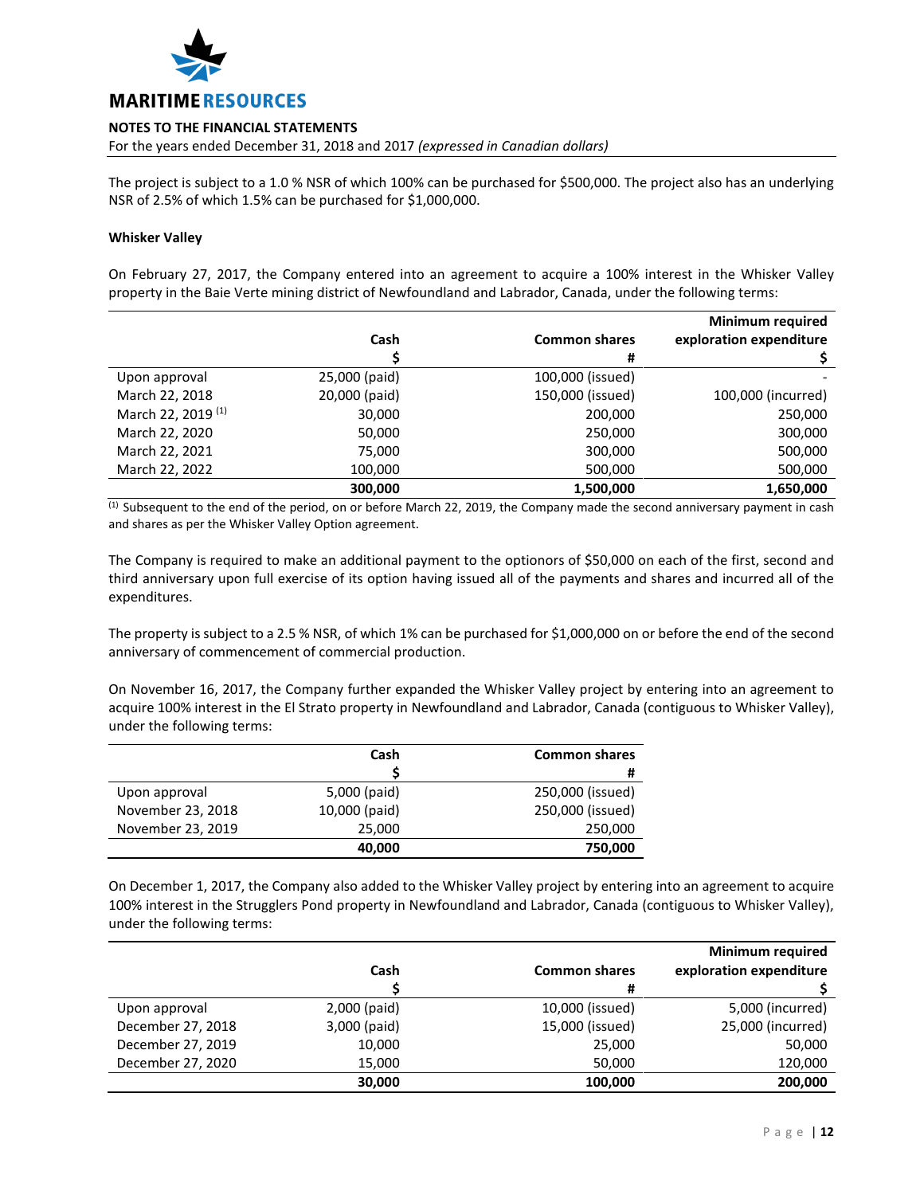The project is subject to a 1.0 % NSR of which 100% can be purchased for $500,000. The project also has an underlying NSR of 2.5% of which 1.5% can be purchased for $1,000,000.

**Whisker Valley**

On February 27, 2017, the Company entered into an agreement to acquire a 100% interest in the Whisker Valley property in the Baie Verte mining district of Newfoundland and Labrador, Canada, under the following terms:

| | Cash<br>$ | Common shares<br># | Minimum required exploration expenditure<br>$ |
|---|---|---|---|
| Upon approval | 25,000 (paid) | 100,000 (issued) | - |
| March 22, 2018 | 20,000 (paid) | 150,000 (issued) | 100,000 (incurred) |
| March 22, 2019 [(1)] | 30,000 | 200,000 | 250,000 |
| March 22, 2020 | 50,000 | 250,000 | 300,000 |
| March 22, 2021 | 75,000 | 300,000 | 500,000 |
| March 22, 2022 | 100,000 | 500,000 | 500,000 |
| | **300,000** | **1,500,000** | **1,650,000** |

[(1)] Subsequent to the end of the period, on or before March 22, 2019, the Company made the second anniversary payment in cash and shares as per the Whisker Valley Option agreement.

The Company is required to make an additional payment to the optionors of $50,000 on each of the first, second and third anniversary upon full exercise of its option having issued all of the payments and shares and incurred all of the expenditures.

The property is subject to a 2.5 % NSR, of which 1% can be purchased for $1,000,000 on or before the end of the second anniversary of commencement of commercial production.

On November 16, 2017, the Company further expanded the Whisker Valley project by entering into an agreement to acquire 100% interest in the El Strato property in Newfoundland and Labrador, Canada (contiguous to Whisker Valley), under the following terms:

| | Cash<br>$ | Common shares<br># |
|---|---|---|
| Upon approval | 5,000 (paid) | 250,000 (issued) |
| November 23, 2018 | 10,000 (paid) | 250,000 (issued) |
| November 23, 2019 | 25,000 | 250,000 |
| | **40,000** | **750,000** |

On December 1, 2017, the Company also added to the Whisker Valley project by entering into an agreement to acquire 100% interest in the Strugglers Pond property in Newfoundland and Labrador, Canada (contiguous to Whisker Valley), under the following terms:

| | Cash<br>$ | Common shares<br># | Minimum required exploration expenditure<br>$ |
|---|---|---|---|
| Upon approval | 2,000 (paid) | 10,000 (issued) | 5,000 (incurred) |
| December 27, 2018 | 3,000 (paid) | 15,000 (issued) | 25,000 (incurred) |
| December 27, 2019 | 10,000 | 25,000 | 50,000 |
| December 27, 2020 | 15,000 | 50,000 | 120,000 |
| | **30,000** | **100,000** | **200,000** |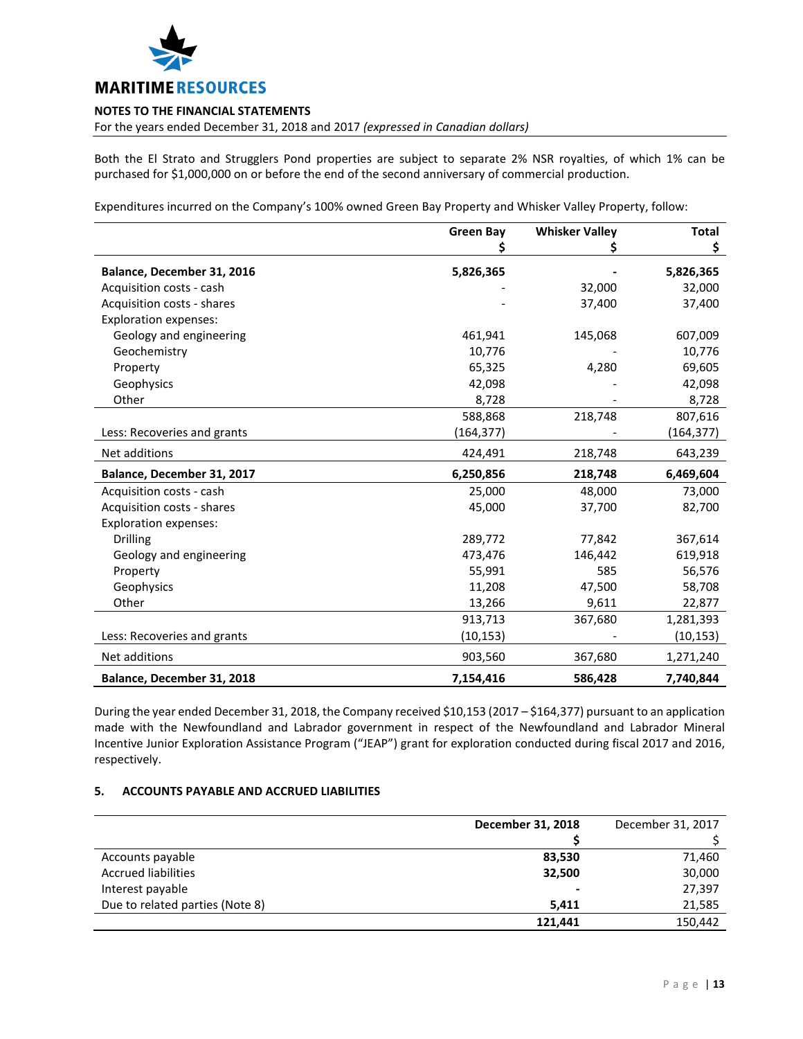Both the El Strato and Strugglers Pond properties are subject to separate 2% NSR royalties, of which 1% can be purchased for $1,000,000 on or before the end of the second anniversary of commercial production.

Expenditures incurred on the Company's 100% owned Green Bay Property and Whisker Valley Property, follow:

| | Green Bay<br>$ | Whisker Valley<br>$ | Total<br>$ |
|---|---|---|---|
| **Balance, December 31, 2016** | **5,826,365** | **-** | **5,826,365** |
| Acquisition costs - cash | - | 32,000 | 32,000 |
| Acquisition costs - shares | - | 37,400 | 37,400 |
| Exploration expenses: | | | |
| Geology and engineering | 461,941 | 145,068 | 607,009 |
| Geochemistry | 10,776 | - | 10,776 |
| Property | 65,325 | 4,280 | 69,605 |
| Geophysics | 42,098 | - | 42,098 |
| Other | 8,728 | - | 8,728 |
| | 588,868 | 218,748 | 807,616 |
| Less: Recoveries and grants | (164,377) | - | (164,377) |
| Net additions | 424,491 | 218,748 | 643,239 |
| **Balance, December 31, 2017** | **6,250,856** | **218,748** | **6,469,604** |
| Acquisition costs - cash | 25,000 | 48,000 | 73,000 |
| Acquisition costs - shares | 45,000 | 37,700 | 82,700 |
| Exploration expenses: | | | |
| Drilling | 289,772 | 77,842 | 367,614 |
| Geology and engineering | 473,476 | 146,442 | 619,918 |
| Property | 55,991 | 585 | 56,576 |
| Geophysics | 11,208 | 47,500 | 58,708 |
| Other | 13,266 | 9,611 | 22,877 |
| | 913,713 | 367,680 | 1,281,393 |
| Less: Recoveries and grants | (10,153) | - | (10,153) |
| Net additions | 903,560 | 367,680 | 1,271,240 |
| **Balance, December 31, 2018** | **7,154,416** | **586,428** | **7,740,844** |

During the year ended December 31, 2018, the Company received $10,153 (2017 – $164,377) pursuant to an application made with the Newfoundland and Labrador government in respect of the Newfoundland and Labrador Mineral Incentive Junior Exploration Assistance Program ("JEAP") grant for exploration conducted during fiscal 2017 and 2016, respectively.

## 5. ACCOUNTS PAYABLE AND ACCRUED LIABILITIES

| | December 31, 2018<br>$ | December 31, 2017<br>$ |
|---|---|---|
| Accounts payable | **83,530** | 71,460 |
| Accrued liabilities | **32,500** | 30,000 |
| Interest payable | **-** | 27,397 |
| Due to related parties (Note 8) | **5,411** | 21,585 |
| | **121,441** | 150,442 |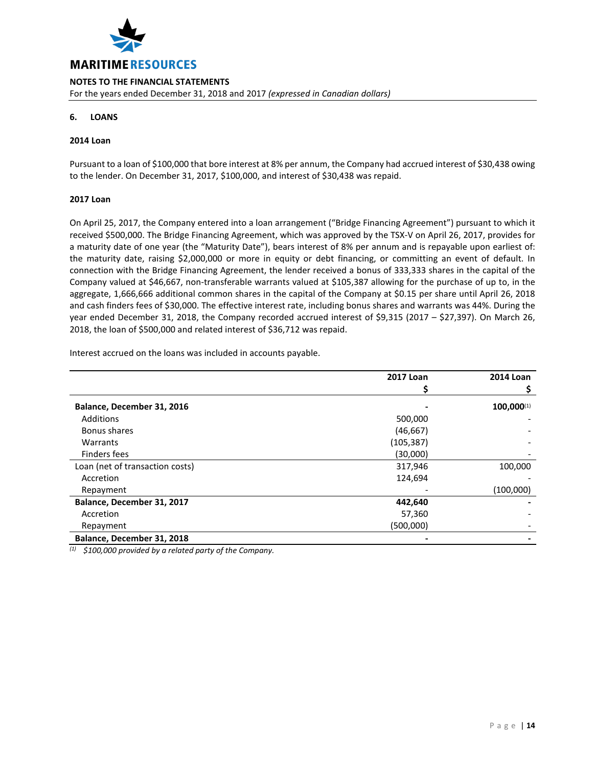## 6. LOANS

### 2014 Loan

Pursuant to a loan of $100,000 that bore interest at 8% per annum, the Company had accrued interest of $30,438 owing to the lender. On December 31, 2017, $100,000, and interest of $30,438 was repaid.

### 2017 Loan

On April 25, 2017, the Company entered into a loan arrangement ("Bridge Financing Agreement") pursuant to which it received $500,000. The Bridge Financing Agreement, which was approved by the TSX-V on April 26, 2017, provides for a maturity date of one year (the "Maturity Date"), bears interest of 8% per annum and is repayable upon earliest of: the maturity date, raising $2,000,000 or more in equity or debt financing, or committing an event of default. In connection with the Bridge Financing Agreement, the lender received a bonus of 333,333 shares in the capital of the Company valued at $46,667, non-transferable warrants valued at $105,387 allowing for the purchase of up to, in the aggregate, 1,666,666 additional common shares in the capital of the Company at $0.15 per share until April 26, 2018 and cash finders fees of $30,000. The effective interest rate, including bonus shares and warrants was 44%. During the year ended December 31, 2018, the Company recorded accrued interest of $9,315 (2017 – $27,397). On March 26, 2018, the loan of $500,000 and related interest of $36,712 was repaid.

Interest accrued on the loans was included in accounts payable.

| | 2017 Loan<br>$ | 2014 Loan<br>$ |
|---|---|---|
| **Balance, December 31, 2016** | **-** | **100,000[1]** |
| Additions | 500,000 | - |
| Bonus shares | (46,667) | - |
| Warrants | (105,387) | - |
| Finders fees | (30,000) | - |
| Loan (net of transaction costs) | 317,946 | 100,000 |
| Accretion | 124,694 | - |
| Repayment | - | (100,000) |
| **Balance, December 31, 2017** | **442,640** | **-** |
| Accretion | 57,360 | - |
| Repayment | (500,000) | - |
| **Balance, December 31, 2018** | **-** | **-** |

[1] *$100,000 provided by a related party of the Company.*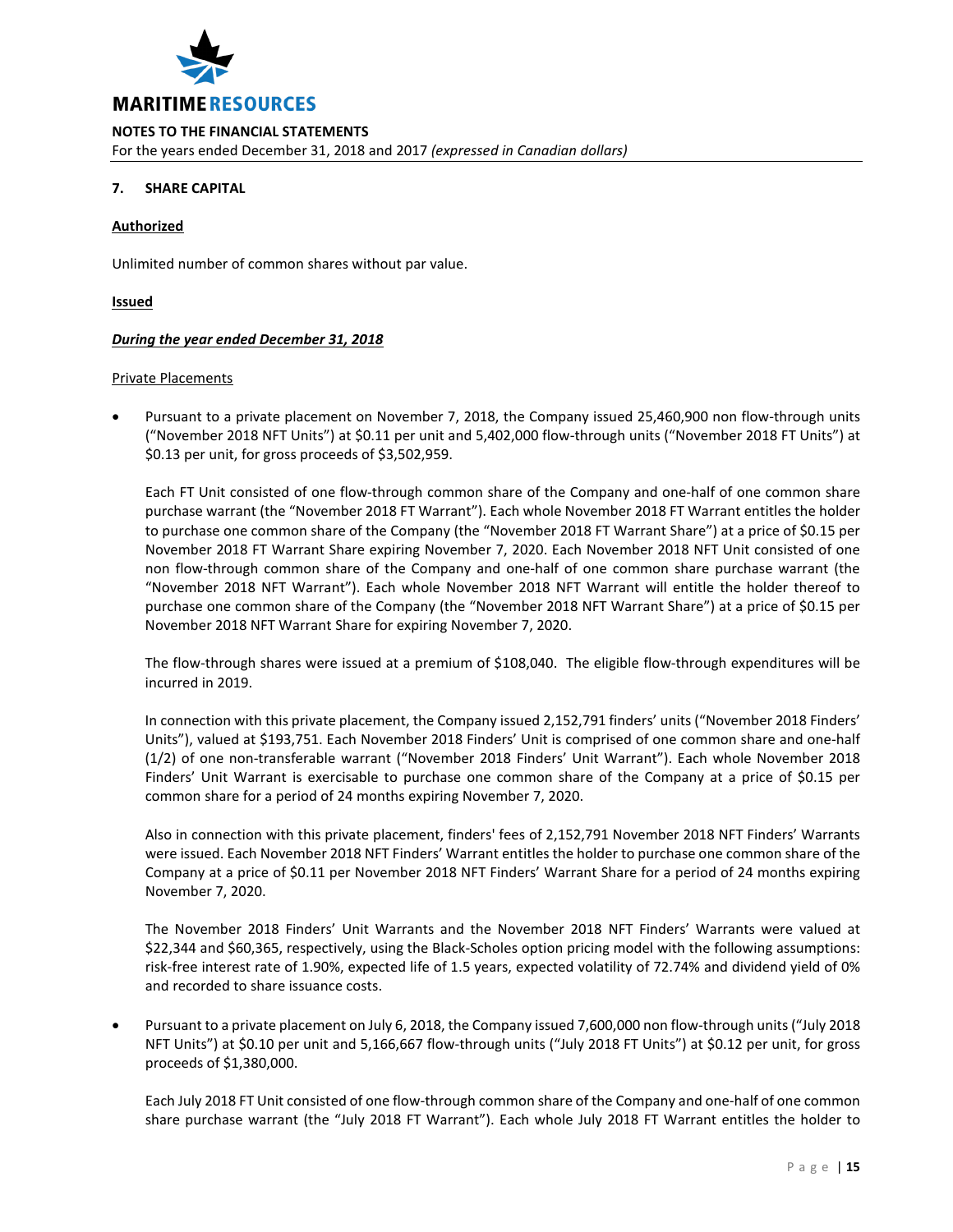## 7. SHARE CAPITAL

**Authorized**

Unlimited number of common shares without par value.

**Issued**

***During the year ended December 31, 2018***

Private Placements

- Pursuant to a private placement on November 7, 2018, the Company issued 25,460,900 non flow-through units ("November 2018 NFT Units") at $0.11 per unit and 5,402,000 flow-through units ("November 2018 FT Units") at $0.13 per unit, for gross proceeds of $3,502,959.

  Each FT Unit consisted of one flow-through common share of the Company and one-half of one common share purchase warrant (the "November 2018 FT Warrant"). Each whole November 2018 FT Warrant entitles the holder to purchase one common share of the Company (the "November 2018 FT Warrant Share") at a price of $0.15 per November 2018 FT Warrant Share expiring November 7, 2020. Each November 2018 NFT Unit consisted of one non flow-through common share of the Company and one-half of one common share purchase warrant (the "November 2018 NFT Warrant"). Each whole November 2018 NFT Warrant will entitle the holder thereof to purchase one common share of the Company (the "November 2018 NFT Warrant Share") at a price of $0.15 per November 2018 NFT Warrant Share for expiring November 7, 2020.

  The flow-through shares were issued at a premium of $108,040. The eligible flow-through expenditures will be incurred in 2019.

  In connection with this private placement, the Company issued 2,152,791 finders' units ("November 2018 Finders' Units"), valued at $193,751. Each November 2018 Finders' Unit is comprised of one common share and one-half (1/2) of one non-transferable warrant ("November 2018 Finders' Unit Warrant"). Each whole November 2018 Finders' Unit Warrant is exercisable to purchase one common share of the Company at a price of $0.15 per common share for a period of 24 months expiring November 7, 2020.

  Also in connection with this private placement, finders' fees of 2,152,791 November 2018 NFT Finders' Warrants were issued. Each November 2018 NFT Finders' Warrant entitles the holder to purchase one common share of the Company at a price of $0.11 per November 2018 NFT Finders' Warrant Share for a period of 24 months expiring November 7, 2020.

  The November 2018 Finders' Unit Warrants and the November 2018 NFT Finders' Warrants were valued at $22,344 and $60,365, respectively, using the Black-Scholes option pricing model with the following assumptions: risk-free interest rate of 1.90%, expected life of 1.5 years, expected volatility of 72.74% and dividend yield of 0% and recorded to share issuance costs.

- Pursuant to a private placement on July 6, 2018, the Company issued 7,600,000 non flow-through units ("July 2018 NFT Units") at $0.10 per unit and 5,166,667 flow-through units ("July 2018 FT Units") at $0.12 per unit, for gross proceeds of $1,380,000.

  Each July 2018 FT Unit consisted of one flow-through common share of the Company and one-half of one common share purchase warrant (the "July 2018 FT Warrant"). Each whole July 2018 FT Warrant entitles the holder to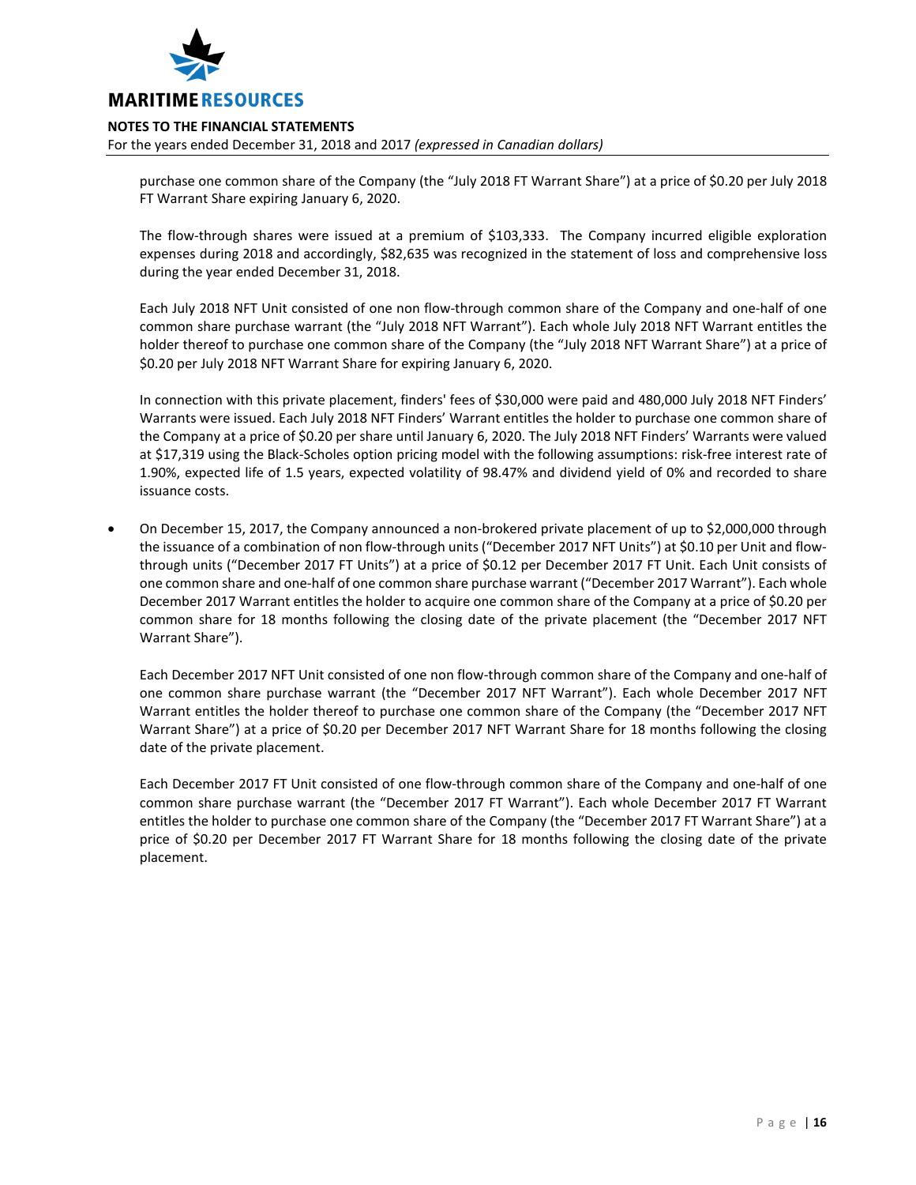purchase one common share of the Company (the "July 2018 FT Warrant Share") at a price of $0.20 per July 2018 FT Warrant Share expiring January 6, 2020.

The flow-through shares were issued at a premium of $103,333. The Company incurred eligible exploration expenses during 2018 and accordingly, $82,635 was recognized in the statement of loss and comprehensive loss during the year ended December 31, 2018.

Each July 2018 NFT Unit consisted of one non flow-through common share of the Company and one-half of one common share purchase warrant (the "July 2018 NFT Warrant"). Each whole July 2018 NFT Warrant entitles the holder thereof to purchase one common share of the Company (the "July 2018 NFT Warrant Share") at a price of $0.20 per July 2018 NFT Warrant Share for expiring January 6, 2020.

In connection with this private placement, finders' fees of $30,000 were paid and 480,000 July 2018 NFT Finders' Warrants were issued. Each July 2018 NFT Finders' Warrant entitles the holder to purchase one common share of the Company at a price of $0.20 per share until January 6, 2020. The July 2018 NFT Finders' Warrants were valued at $17,319 using the Black-Scholes option pricing model with the following assumptions: risk-free interest rate of 1.90%, expected life of 1.5 years, expected volatility of 98.47% and dividend yield of 0% and recorded to share issuance costs.

- On December 15, 2017, the Company announced a non-brokered private placement of up to $2,000,000 through the issuance of a combination of non flow-through units ("December 2017 NFT Units") at $0.10 per Unit and flow-through units ("December 2017 FT Units") at a price of $0.12 per December 2017 FT Unit. Each Unit consists of one common share and one-half of one common share purchase warrant ("December 2017 Warrant"). Each whole December 2017 Warrant entitles the holder to acquire one common share of the Company at a price of $0.20 per common share for 18 months following the closing date of the private placement (the "December 2017 NFT Warrant Share").

  Each December 2017 NFT Unit consisted of one non flow-through common share of the Company and one-half of one common share purchase warrant (the "December 2017 NFT Warrant"). Each whole December 2017 NFT Warrant entitles the holder thereof to purchase one common share of the Company (the "December 2017 NFT Warrant Share") at a price of $0.20 per December 2017 NFT Warrant Share for 18 months following the closing date of the private placement.

  Each December 2017 FT Unit consisted of one flow-through common share of the Company and one-half of one common share purchase warrant (the "December 2017 FT Warrant"). Each whole December 2017 FT Warrant entitles the holder to purchase one common share of the Company (the "December 2017 FT Warrant Share") at a price of $0.20 per December 2017 FT Warrant Share for 18 months following the closing date of the private placement.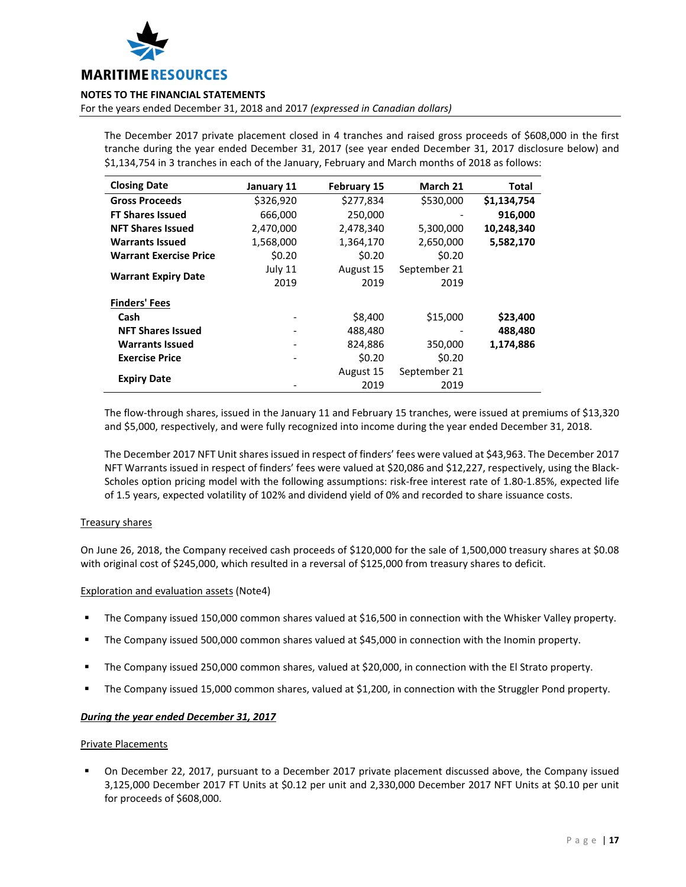The December 2017 private placement closed in 4 tranches and raised gross proceeds of $608,000 in the first tranche during the year ended December 31, 2017 (see year ended December 31, 2017 disclosure below) and $1,134,754 in 3 tranches in each of the January, February and March months of 2018 as follows:

| Closing Date | January 11 | February 15 | March 21 | Total |
|---|---|---|---|---|
| **Gross Proceeds** | $326,920 | $277,834 | $530,000 | **$1,134,754** |
| **FT Shares Issued** | 666,000 | 250,000 | - | **916,000** |
| **NFT Shares Issued** | 2,470,000 | 2,478,340 | 5,300,000 | **10,248,340** |
| **Warrants Issued** | 1,568,000 | 1,364,170 | 2,650,000 | **5,582,170** |
| **Warrant Exercise Price** | $0.20 | $0.20 | $0.20 | |
| **Warrant Expiry Date** | July 11 2019 | August 15 2019 | September 21 2019 | |
| **Finders' Fees** | | | | |
| **Cash** | - | $8,400 | $15,000 | **$23,400** |
| **NFT Shares Issued** | - | 488,480 | - | **488,480** |
| **Warrants Issued** | - | 824,886 | 350,000 | **1,174,886** |
| **Exercise Price** | - | $0.20 | $0.20 | |
| **Expiry Date** | - | August 15 2019 | September 21 2019 | |

The flow-through shares, issued in the January 11 and February 15 tranches, were issued at premiums of $13,320 and $5,000, respectively, and were fully recognized into income during the year ended December 31, 2018.

The December 2017 NFT Unit shares issued in respect of finders' fees were valued at $43,963. The December 2017 NFT Warrants issued in respect of finders' fees were valued at $20,086 and $12,227, respectively, using the Black-Scholes option pricing model with the following assumptions: risk-free interest rate of 1.80-1.85%, expected life of 1.5 years, expected volatility of 102% and dividend yield of 0% and recorded to share issuance costs.

Treasury shares

On June 26, 2018, the Company received cash proceeds of $120,000 for the sale of 1,500,000 treasury shares at $0.08 with original cost of $245,000, which resulted in a reversal of $125,000 from treasury shares to deficit.

Exploration and evaluation assets (Note4)

- The Company issued 150,000 common shares valued at $16,500 in connection with the Whisker Valley property.
- The Company issued 500,000 common shares valued at $45,000 in connection with the Inomin property.
- The Company issued 250,000 common shares, valued at $20,000, in connection with the El Strato property.
- The Company issued 15,000 common shares, valued at $1,200, in connection with the Struggler Pond property.

***During the year ended December 31, 2017***

Private Placements

- On December 22, 2017, pursuant to a December 2017 private placement discussed above, the Company issued 3,125,000 December 2017 FT Units at $0.12 per unit and 2,330,000 December 2017 NFT Units at $0.10 per unit for proceeds of $608,000.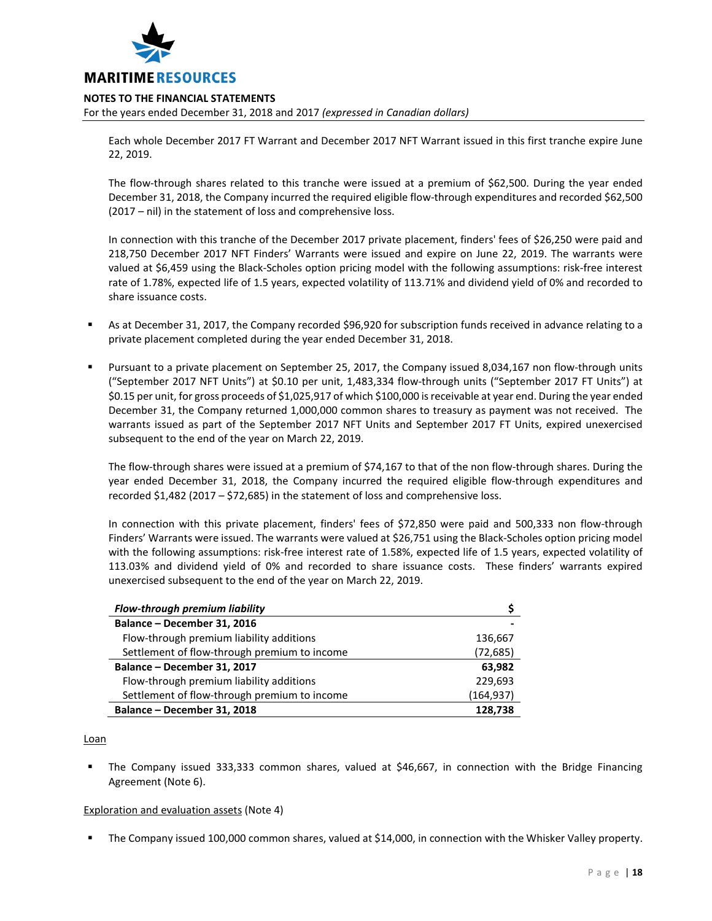Each whole December 2017 FT Warrant and December 2017 NFT Warrant issued in this first tranche expire June 22, 2019.

The flow-through shares related to this tranche were issued at a premium of $62,500. During the year ended December 31, 2018, the Company incurred the required eligible flow-through expenditures and recorded $62,500 (2017 – nil) in the statement of loss and comprehensive loss.

In connection with this tranche of the December 2017 private placement, finders' fees of $26,250 were paid and 218,750 December 2017 NFT Finders' Warrants were issued and expire on June 22, 2019. The warrants were valued at $6,459 using the Black-Scholes option pricing model with the following assumptions: risk-free interest rate of 1.78%, expected life of 1.5 years, expected volatility of 113.71% and dividend yield of 0% and recorded to share issuance costs.

- As at December 31, 2017, the Company recorded $96,920 for subscription funds received in advance relating to a private placement completed during the year ended December 31, 2018.

- Pursuant to a private placement on September 25, 2017, the Company issued 8,034,167 non flow-through units ("September 2017 NFT Units") at $0.10 per unit, 1,483,334 flow-through units ("September 2017 FT Units") at $0.15 per unit, for gross proceeds of $1,025,917 of which $100,000 is receivable at year end. During the year ended December 31, the Company returned 1,000,000 common shares to treasury as payment was not received. The warrants issued as part of the September 2017 NFT Units and September 2017 FT Units, expired unexercised subsequent to the end of the year on March 22, 2019.

  The flow-through shares were issued at a premium of $74,167 to that of the non flow-through shares. During the year ended December 31, 2018, the Company incurred the required eligible flow-through expenditures and recorded $1,482 (2017 – $72,685) in the statement of loss and comprehensive loss.

  In connection with this private placement, finders' fees of $72,850 were paid and 500,333 non flow-through Finders' Warrants were issued. The warrants were valued at $26,751 using the Black-Scholes option pricing model with the following assumptions: risk-free interest rate of 1.58%, expected life of 1.5 years, expected volatility of 113.03% and dividend yield of 0% and recorded to share issuance costs. These finders' warrants expired unexercised subsequent to the end of the year on March 22, 2019.

| ***Flow-through premium liability*** | **$** |
|---|---|
| **Balance – December 31, 2016** | **-** |
| Flow-through premium liability additions | 136,667 |
| Settlement of flow-through premium to income | (72,685) |
| **Balance – December 31, 2017** | **63,982** |
| Flow-through premium liability additions | 229,693 |
| Settlement of flow-through premium to income | (164,937) |
| **Balance – December 31, 2018** | **128,738** |

Loan

- The Company issued 333,333 common shares, valued at $46,667, in connection with the Bridge Financing Agreement (Note 6).

Exploration and evaluation assets (Note 4)

- The Company issued 100,000 common shares, valued at $14,000, in connection with the Whisker Valley property.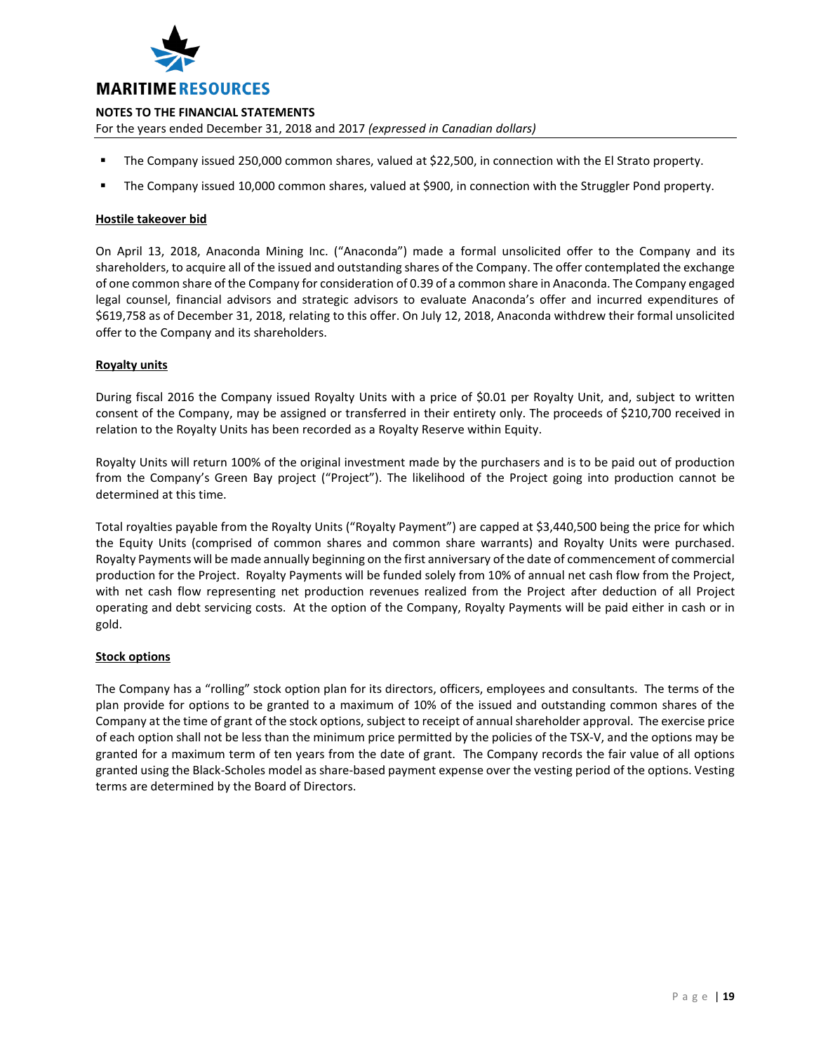- The Company issued 250,000 common shares, valued at $22,500, in connection with the El Strato property.
- The Company issued 10,000 common shares, valued at $900, in connection with the Struggler Pond property.

**Hostile takeover bid**

On April 13, 2018, Anaconda Mining Inc. ("Anaconda") made a formal unsolicited offer to the Company and its shareholders, to acquire all of the issued and outstanding shares of the Company. The offer contemplated the exchange of one common share of the Company for consideration of 0.39 of a common share in Anaconda. The Company engaged legal counsel, financial advisors and strategic advisors to evaluate Anaconda's offer and incurred expenditures of $619,758 as of December 31, 2018, relating to this offer. On July 12, 2018, Anaconda withdrew their formal unsolicited offer to the Company and its shareholders.

**Royalty units**

During fiscal 2016 the Company issued Royalty Units with a price of $0.01 per Royalty Unit, and, subject to written consent of the Company, may be assigned or transferred in their entirety only. The proceeds of $210,700 received in relation to the Royalty Units has been recorded as a Royalty Reserve within Equity.

Royalty Units will return 100% of the original investment made by the purchasers and is to be paid out of production from the Company's Green Bay project ("Project"). The likelihood of the Project going into production cannot be determined at this time.

Total royalties payable from the Royalty Units ("Royalty Payment") are capped at $3,440,500 being the price for which the Equity Units (comprised of common shares and common share warrants) and Royalty Units were purchased. Royalty Payments will be made annually beginning on the first anniversary of the date of commencement of commercial production for the Project. Royalty Payments will be funded solely from 10% of annual net cash flow from the Project, with net cash flow representing net production revenues realized from the Project after deduction of all Project operating and debt servicing costs. At the option of the Company, Royalty Payments will be paid either in cash or in gold.

**Stock options**

The Company has a "rolling" stock option plan for its directors, officers, employees and consultants. The terms of the plan provide for options to be granted to a maximum of 10% of the issued and outstanding common shares of the Company at the time of grant of the stock options, subject to receipt of annual shareholder approval. The exercise price of each option shall not be less than the minimum price permitted by the policies of the TSX-V, and the options may be granted for a maximum term of ten years from the date of grant. The Company records the fair value of all options granted using the Black-Scholes model as share-based payment expense over the vesting period of the options. Vesting terms are determined by the Board of Directors.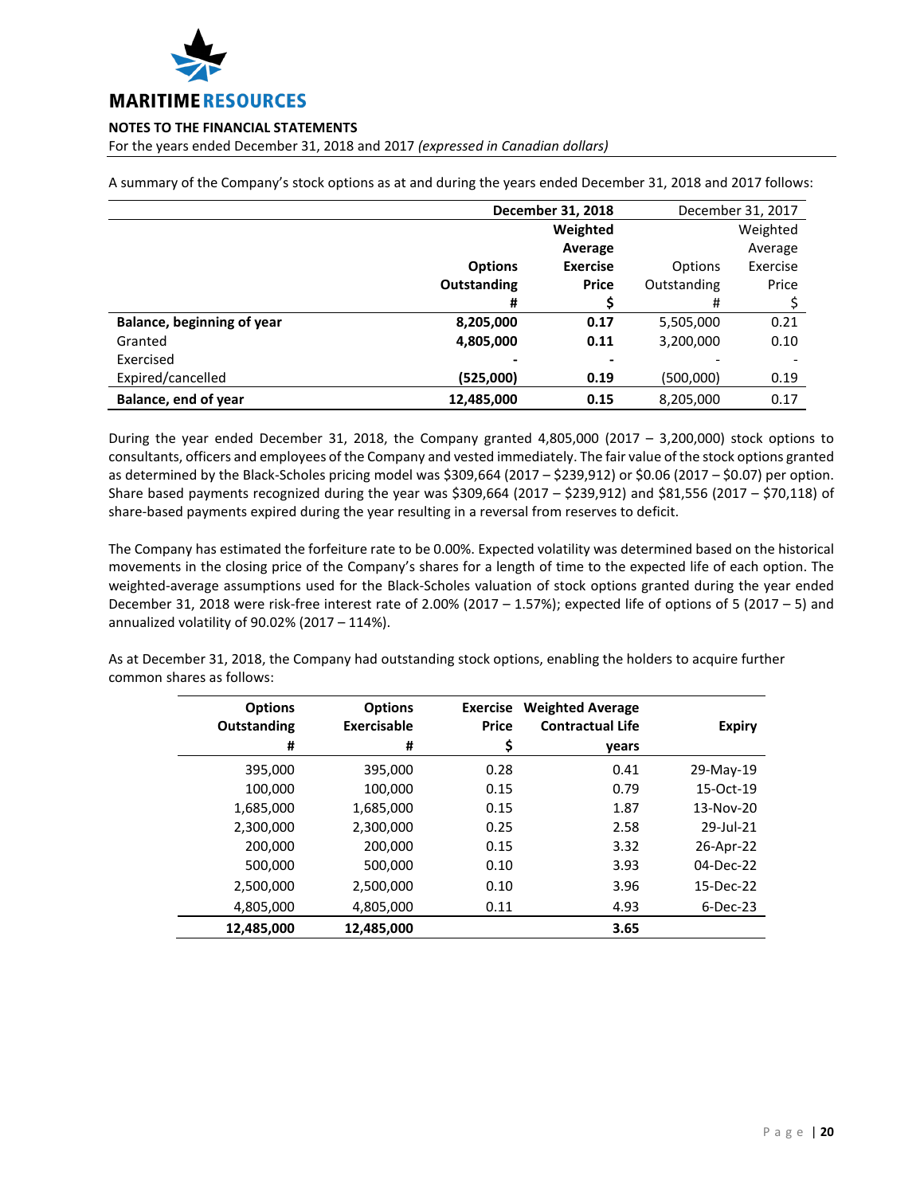A summary of the Company's stock options as at and during the years ended December 31, 2018 and 2017 follows:

| | **December 31, 2018** | | December 31, 2017 | |
|---|---|---|---|---|
| | **Options Outstanding** | **Weighted Average Exercise Price** | Options Outstanding | Weighted Average Exercise Price |
| | **#** | **$** | # | $ |
| **Balance, beginning of year** | **8,205,000** | **0.17** | 5,505,000 | 0.21 |
| Granted | **4,805,000** | **0.11** | 3,200,000 | 0.10 |
| Exercised | **-** | **-** | - | - |
| Expired/cancelled | **(525,000)** | **0.19** | (500,000) | 0.19 |
| **Balance, end of year** | **12,485,000** | **0.15** | 8,205,000 | 0.17 |

During the year ended December 31, 2018, the Company granted 4,805,000 (2017 – 3,200,000) stock options to consultants, officers and employees of the Company and vested immediately. The fair value of the stock options granted as determined by the Black-Scholes pricing model was $309,664 (2017 – $239,912) or $0.06 (2017 – $0.07) per option. Share based payments recognized during the year was $309,664 (2017 – $239,912) and $81,556 (2017 – $70,118) of share-based payments expired during the year resulting in a reversal from reserves to deficit.

The Company has estimated the forfeiture rate to be 0.00%. Expected volatility was determined based on the historical movements in the closing price of the Company's shares for a length of time to the expected life of each option. The weighted-average assumptions used for the Black-Scholes valuation of stock options granted during the year ended December 31, 2018 were risk-free interest rate of 2.00% (2017 – 1.57%); expected life of options of 5 (2017 – 5) and annualized volatility of 90.02% (2017 – 114%).

As at December 31, 2018, the Company had outstanding stock options, enabling the holders to acquire further common shares as follows:

| **Options Outstanding #** | **Options Exercisable #** | **Exercise Price $** | **Weighted Average Contractual Life years** | **Expiry** |
|---|---|---|---|---|
| 395,000 | 395,000 | 0.28 | 0.41 | 29-May-19 |
| 100,000 | 100,000 | 0.15 | 0.79 | 15-Oct-19 |
| 1,685,000 | 1,685,000 | 0.15 | 1.87 | 13-Nov-20 |
| 2,300,000 | 2,300,000 | 0.25 | 2.58 | 29-Jul-21 |
| 200,000 | 200,000 | 0.15 | 3.32 | 26-Apr-22 |
| 500,000 | 500,000 | 0.10 | 3.93 | 04-Dec-22 |
| 2,500,000 | 2,500,000 | 0.10 | 3.96 | 15-Dec-22 |
| 4,805,000 | 4,805,000 | 0.11 | 4.93 | 6-Dec-23 |
| **12,485,000** | **12,485,000** | | **3.65** | |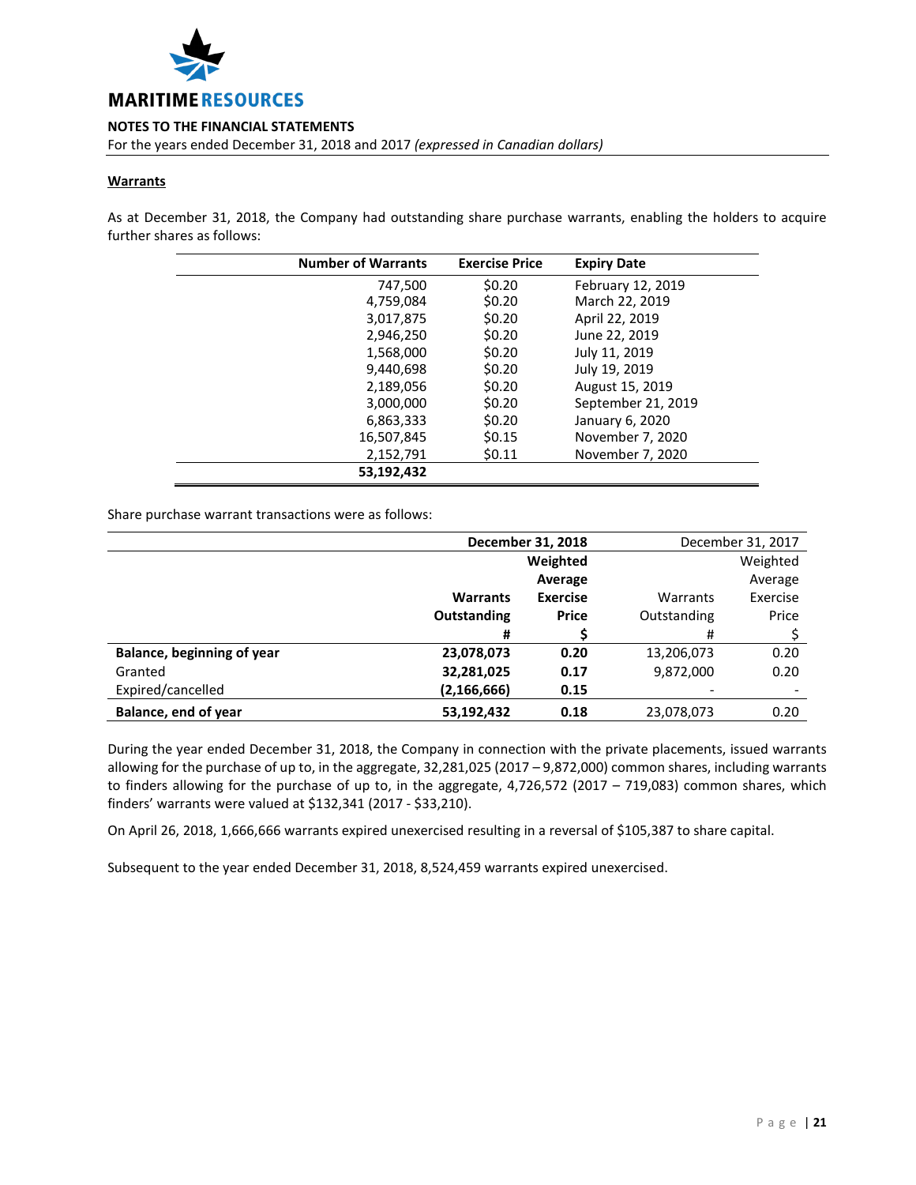## Warrants

As at December 31, 2018, the Company had outstanding share purchase warrants, enabling the holders to acquire further shares as follows:

| Number of Warrants | Exercise Price | Expiry Date |
|---:|---|---|
| 747,500 | $0.20 | February 12, 2019 |
| 4,759,084 | $0.20 | March 22, 2019 |
| 3,017,875 | $0.20 | April 22, 2019 |
| 2,946,250 | $0.20 | June 22, 2019 |
| 1,568,000 | $0.20 | July 11, 2019 |
| 9,440,698 | $0.20 | July 19, 2019 |
| 2,189,056 | $0.20 | August 15, 2019 |
| 3,000,000 | $0.20 | September 21, 2019 |
| 6,863,333 | $0.20 | January 6, 2020 |
| 16,507,845 | $0.15 | November 7, 2020 |
| 2,152,791 | $0.11 | November 7, 2020 |
| **53,192,432** | | |

Share purchase warrant transactions were as follows:

| | **December 31, 2018** | | December 31, 2017 | |
|---|---:|---:|---:|---:|
| | **Warrants Outstanding** | **Weighted Average Exercise Price** | Warrants Outstanding | Weighted Average Exercise Price |
| | **#** | **$** | # | $ |
| **Balance, beginning of year** | **23,078,073** | **0.20** | 13,206,073 | 0.20 |
| Granted | **32,281,025** | **0.17** | 9,872,000 | 0.20 |
| Expired/cancelled | **(2,166,666)** | **0.15** | - | - |
| **Balance, end of year** | **53,192,432** | **0.18** | 23,078,073 | 0.20 |

During the year ended December 31, 2018, the Company in connection with the private placements, issued warrants allowing for the purchase of up to, in the aggregate, 32,281,025 (2017 – 9,872,000) common shares, including warrants to finders allowing for the purchase of up to, in the aggregate, 4,726,572 (2017 – 719,083) common shares, which finders' warrants were valued at $132,341 (2017 - $33,210).

On April 26, 2018, 1,666,666 warrants expired unexercised resulting in a reversal of $105,387 to share capital.

Subsequent to the year ended December 31, 2018, 8,524,459 warrants expired unexercised.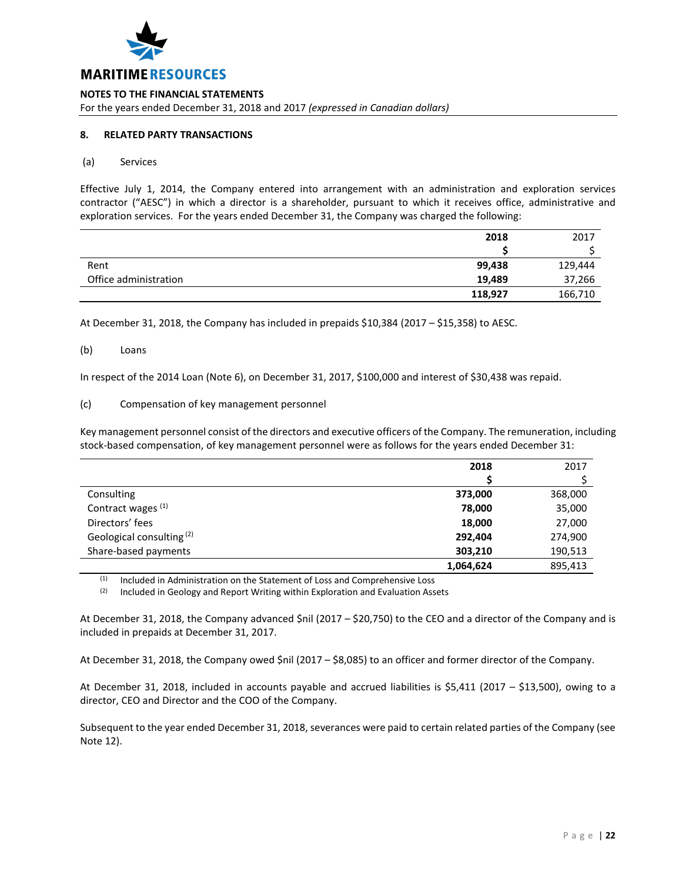**MARITIME RESOURCES**

**NOTES TO THE FINANCIAL STATEMENTS**

For the years ended December 31, 2018 and 2017 *(expressed in Canadian dollars)*

## 8. RELATED PARTY TRANSACTIONS

### (a) Services

Effective July 1, 2014, the Company entered into arrangement with an administration and exploration services contractor ("AESC") in which a director is a shareholder, pursuant to which it receives office, administrative and exploration services. For the years ended December 31, the Company was charged the following:

| | **2018** | 2017 |
|---|---|---|
| | **$** | $ |
| Rent | **99,438** | 129,444 |
| Office administration | **19,489** | 37,266 |
| | **118,927** | 166,710 |

At December 31, 2018, the Company has included in prepaids $10,384 (2017 – $15,358) to AESC.

### (b) Loans

In respect of the 2014 Loan (Note 6), on December 31, 2017, $100,000 and interest of $30,438 was repaid.

### (c) Compensation of key management personnel

Key management personnel consist of the directors and executive officers of the Company. The remuneration, including stock-based compensation, of key management personnel were as follows for the years ended December 31:

| | **2018** | 2017 |
|---|---|---|
| | **$** | $ |
| Consulting | **373,000** | 368,000 |
| Contract wages [1] | **78,000** | 35,000 |
| Directors' fees | **18,000** | 27,000 |
| Geological consulting [2] | **292,404** | 274,900 |
| Share-based payments | **303,210** | 190,513 |
| | **1,064,624** | 895,413 |

[1] Included in Administration on the Statement of Loss and Comprehensive Loss

[2] Included in Geology and Report Writing within Exploration and Evaluation Assets

At December 31, 2018, the Company advanced $nil (2017 – $20,750) to the CEO and a director of the Company and is included in prepaids at December 31, 2017.

At December 31, 2018, the Company owed $nil (2017 – $8,085) to an officer and former director of the Company.

At December 31, 2018, included in accounts payable and accrued liabilities is $5,411 (2017 – $13,500), owing to a director, CEO and Director and the COO of the Company.

Subsequent to the year ended December 31, 2018, severances were paid to certain related parties of the Company (see Note 12).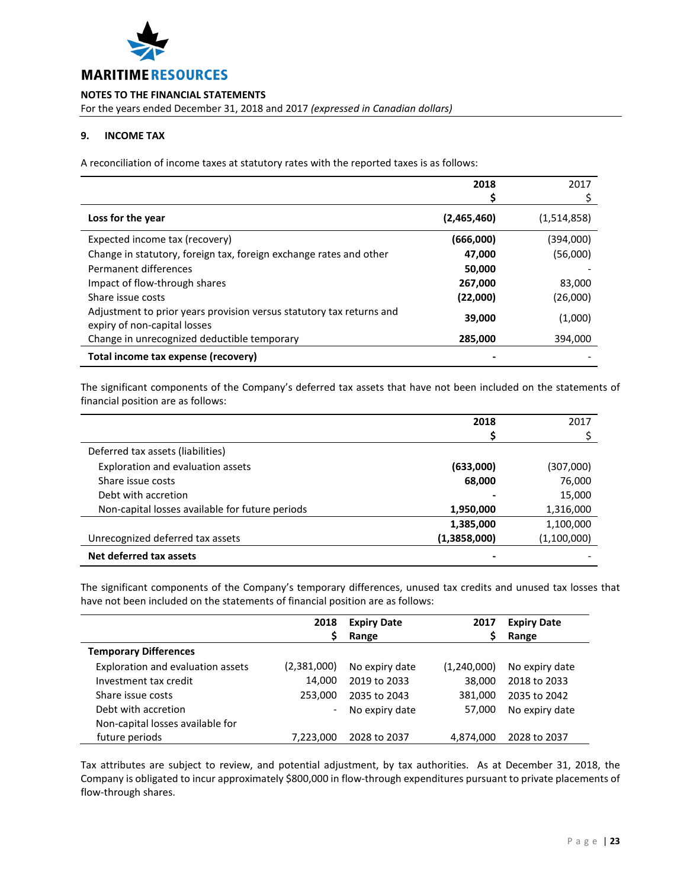**MARITIME RESOURCES**

**NOTES TO THE FINANCIAL STATEMENTS**

For the years ended December 31, 2018 and 2017 *(expressed in Canadian dollars)*

## 9. INCOME TAX

A reconciliation of income taxes at statutory rates with the reported taxes is as follows:

| | 2018<br>$ | 2017<br>$ |
|---|---|---|
| **Loss for the year** | **(2,465,460)** | (1,514,858) |
| Expected income tax (recovery) | **(666,000)** | (394,000) |
| Change in statutory, foreign tax, foreign exchange rates and other | **47,000** | (56,000) |
| Permanent differences | **50,000** | - |
| Impact of flow-through shares | **267,000** | 83,000 |
| Share issue costs | **(22,000)** | (26,000) |
| Adjustment to prior years provision versus statutory tax returns and expiry of non-capital losses | **39,000** | (1,000) |
| Change in unrecognized deductible temporary | **285,000** | 394,000 |
| **Total income tax expense (recovery)** | **-** | - |

The significant components of the Company's deferred tax assets that have not been included on the statements of financial position are as follows:

| | 2018<br>$ | 2017<br>$ |
|---|---|---|
| Deferred tax assets (liabilities) | | |
| Exploration and evaluation assets | **(633,000)** | (307,000) |
| Share issue costs | **68,000** | 76,000 |
| Debt with accretion | **-** | 15,000 |
| Non-capital losses available for future periods | **1,950,000** | 1,316,000 |
| | **1,385,000** | 1,100,000 |
| Unrecognized deferred tax assets | **(1,3858,000)** | (1,100,000) |
| **Net deferred tax assets** | **-** | - |

The significant components of the Company's temporary differences, unused tax credits and unused tax losses that have not been included on the statements of financial position are as follows:

| | 2018<br>$ | Expiry Date Range | 2017<br>$ | Expiry Date Range |
|---|---|---|---|---|
| **Temporary Differences** | | | | |
| Exploration and evaluation assets | (2,381,000) | No expiry date | (1,240,000) | No expiry date |
| Investment tax credit | 14,000 | 2019 to 2033 | 38,000 | 2018 to 2033 |
| Share issue costs | 253,000 | 2035 to 2043 | 381,000 | 2035 to 2042 |
| Debt with accretion | - | No expiry date | 57,000 | No expiry date |
| Non-capital losses available for future periods | 7,223,000 | 2028 to 2037 | 4,874,000 | 2028 to 2037 |

Tax attributes are subject to review, and potential adjustment, by tax authorities. As at December 31, 2018, the Company is obligated to incur approximately $800,000 in flow-through expenditures pursuant to private placements of flow-through shares.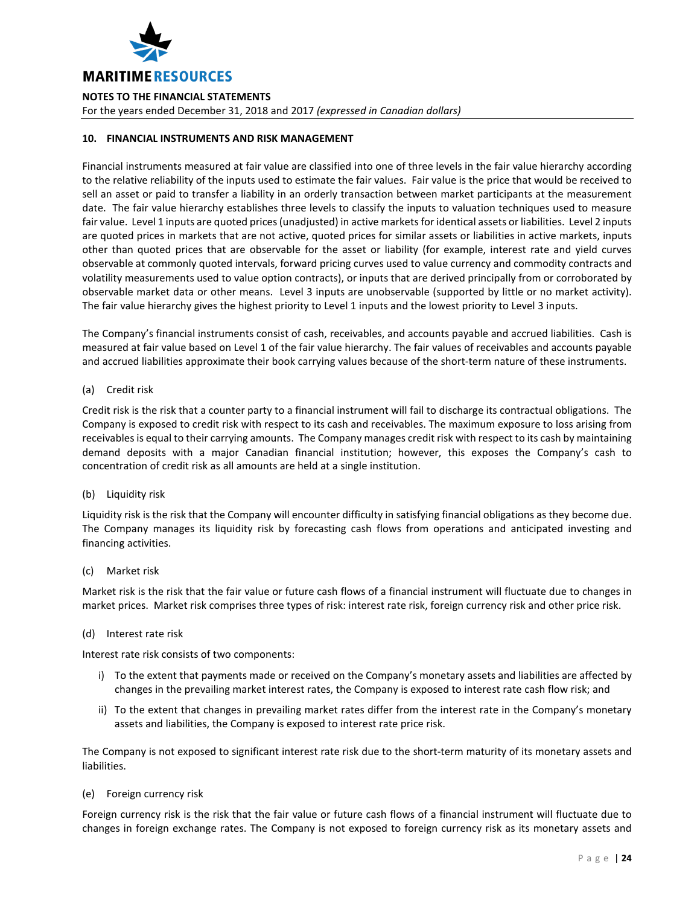## 10. FINANCIAL INSTRUMENTS AND RISK MANAGEMENT

Financial instruments measured at fair value are classified into one of three levels in the fair value hierarchy according to the relative reliability of the inputs used to estimate the fair values. Fair value is the price that would be received to sell an asset or paid to transfer a liability in an orderly transaction between market participants at the measurement date. The fair value hierarchy establishes three levels to classify the inputs to valuation techniques used to measure fair value. Level 1 inputs are quoted prices (unadjusted) in active markets for identical assets or liabilities. Level 2 inputs are quoted prices in markets that are not active, quoted prices for similar assets or liabilities in active markets, inputs other than quoted prices that are observable for the asset or liability (for example, interest rate and yield curves observable at commonly quoted intervals, forward pricing curves used to value currency and commodity contracts and volatility measurements used to value option contracts), or inputs that are derived principally from or corroborated by observable market data or other means. Level 3 inputs are unobservable (supported by little or no market activity). The fair value hierarchy gives the highest priority to Level 1 inputs and the lowest priority to Level 3 inputs.

The Company's financial instruments consist of cash, receivables, and accounts payable and accrued liabilities. Cash is measured at fair value based on Level 1 of the fair value hierarchy. The fair values of receivables and accounts payable and accrued liabilities approximate their book carrying values because of the short-term nature of these instruments.

(a) Credit risk

Credit risk is the risk that a counter party to a financial instrument will fail to discharge its contractual obligations. The Company is exposed to credit risk with respect to its cash and receivables. The maximum exposure to loss arising from receivables is equal to their carrying amounts. The Company manages credit risk with respect to its cash by maintaining demand deposits with a major Canadian financial institution; however, this exposes the Company's cash to concentration of credit risk as all amounts are held at a single institution.

(b) Liquidity risk

Liquidity risk is the risk that the Company will encounter difficulty in satisfying financial obligations as they become due. The Company manages its liquidity risk by forecasting cash flows from operations and anticipated investing and financing activities.

(c) Market risk

Market risk is the risk that the fair value or future cash flows of a financial instrument will fluctuate due to changes in market prices. Market risk comprises three types of risk: interest rate risk, foreign currency risk and other price risk.

(d) Interest rate risk

Interest rate risk consists of two components:

i) To the extent that payments made or received on the Company's monetary assets and liabilities are affected by changes in the prevailing market interest rates, the Company is exposed to interest rate cash flow risk; and

ii) To the extent that changes in prevailing market rates differ from the interest rate in the Company's monetary assets and liabilities, the Company is exposed to interest rate price risk.

The Company is not exposed to significant interest rate risk due to the short-term maturity of its monetary assets and liabilities.

(e) Foreign currency risk

Foreign currency risk is the risk that the fair value or future cash flows of a financial instrument will fluctuate due to changes in foreign exchange rates. The Company is not exposed to foreign currency risk as its monetary assets and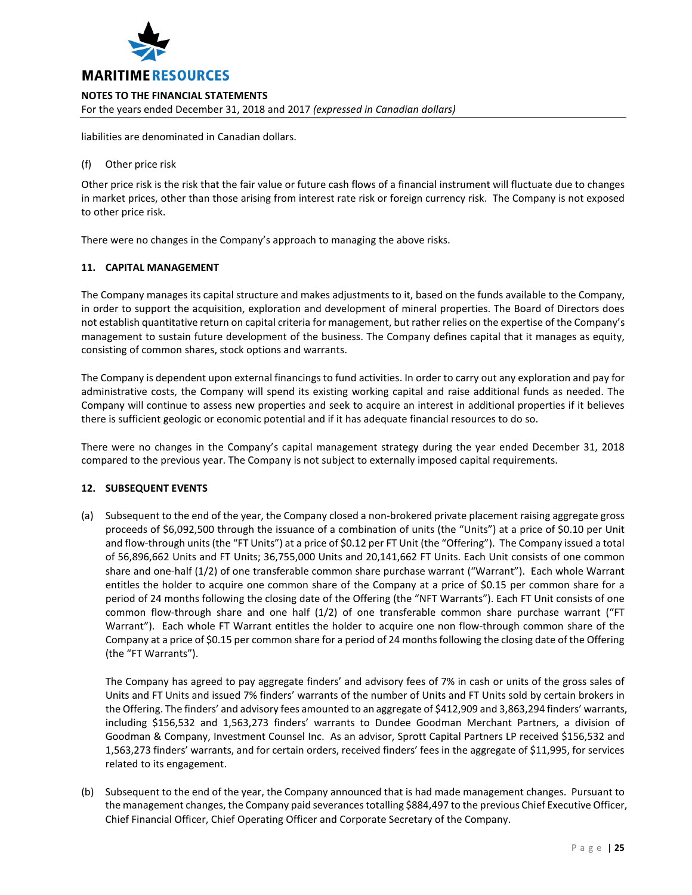liabilities are denominated in Canadian dollars.

(f) Other price risk

Other price risk is the risk that the fair value or future cash flows of a financial instrument will fluctuate due to changes in market prices, other than those arising from interest rate risk or foreign currency risk. The Company is not exposed to other price risk.

There were no changes in the Company's approach to managing the above risks.

## 11. CAPITAL MANAGEMENT

The Company manages its capital structure and makes adjustments to it, based on the funds available to the Company, in order to support the acquisition, exploration and development of mineral properties. The Board of Directors does not establish quantitative return on capital criteria for management, but rather relies on the expertise of the Company's management to sustain future development of the business. The Company defines capital that it manages as equity, consisting of common shares, stock options and warrants.

The Company is dependent upon external financings to fund activities. In order to carry out any exploration and pay for administrative costs, the Company will spend its existing working capital and raise additional funds as needed. The Company will continue to assess new properties and seek to acquire an interest in additional properties if it believes there is sufficient geologic or economic potential and if it has adequate financial resources to do so.

There were no changes in the Company's capital management strategy during the year ended December 31, 2018 compared to the previous year. The Company is not subject to externally imposed capital requirements.

## 12. SUBSEQUENT EVENTS

(a) Subsequent to the end of the year, the Company closed a non-brokered private placement raising aggregate gross proceeds of $6,092,500 through the issuance of a combination of units (the "Units") at a price of $0.10 per Unit and flow-through units (the "FT Units") at a price of $0.12 per FT Unit (the "Offering"). The Company issued a total of 56,896,662 Units and FT Units; 36,755,000 Units and 20,141,662 FT Units. Each Unit consists of one common share and one-half (1/2) of one transferable common share purchase warrant ("Warrant"). Each whole Warrant entitles the holder to acquire one common share of the Company at a price of $0.15 per common share for a period of 24 months following the closing date of the Offering (the "NFT Warrants"). Each FT Unit consists of one common flow-through share and one half (1/2) of one transferable common share purchase warrant ("FT Warrant"). Each whole FT Warrant entitles the holder to acquire one non flow-through common share of the Company at a price of $0.15 per common share for a period of 24 months following the closing date of the Offering (the "FT Warrants").

The Company has agreed to pay aggregate finders' and advisory fees of 7% in cash or units of the gross sales of Units and FT Units and issued 7% finders' warrants of the number of Units and FT Units sold by certain brokers in the Offering. The finders' and advisory fees amounted to an aggregate of $412,909 and 3,863,294 finders' warrants, including $156,532 and 1,563,273 finders' warrants to Dundee Goodman Merchant Partners, a division of Goodman & Company, Investment Counsel Inc. As an advisor, Sprott Capital Partners LP received $156,532 and 1,563,273 finders' warrants, and for certain orders, received finders' fees in the aggregate of $11,995, for services related to its engagement.

(b) Subsequent to the end of the year, the Company announced that is had made management changes. Pursuant to the management changes, the Company paid severances totalling $884,497 to the previous Chief Executive Officer, Chief Financial Officer, Chief Operating Officer and Corporate Secretary of the Company.